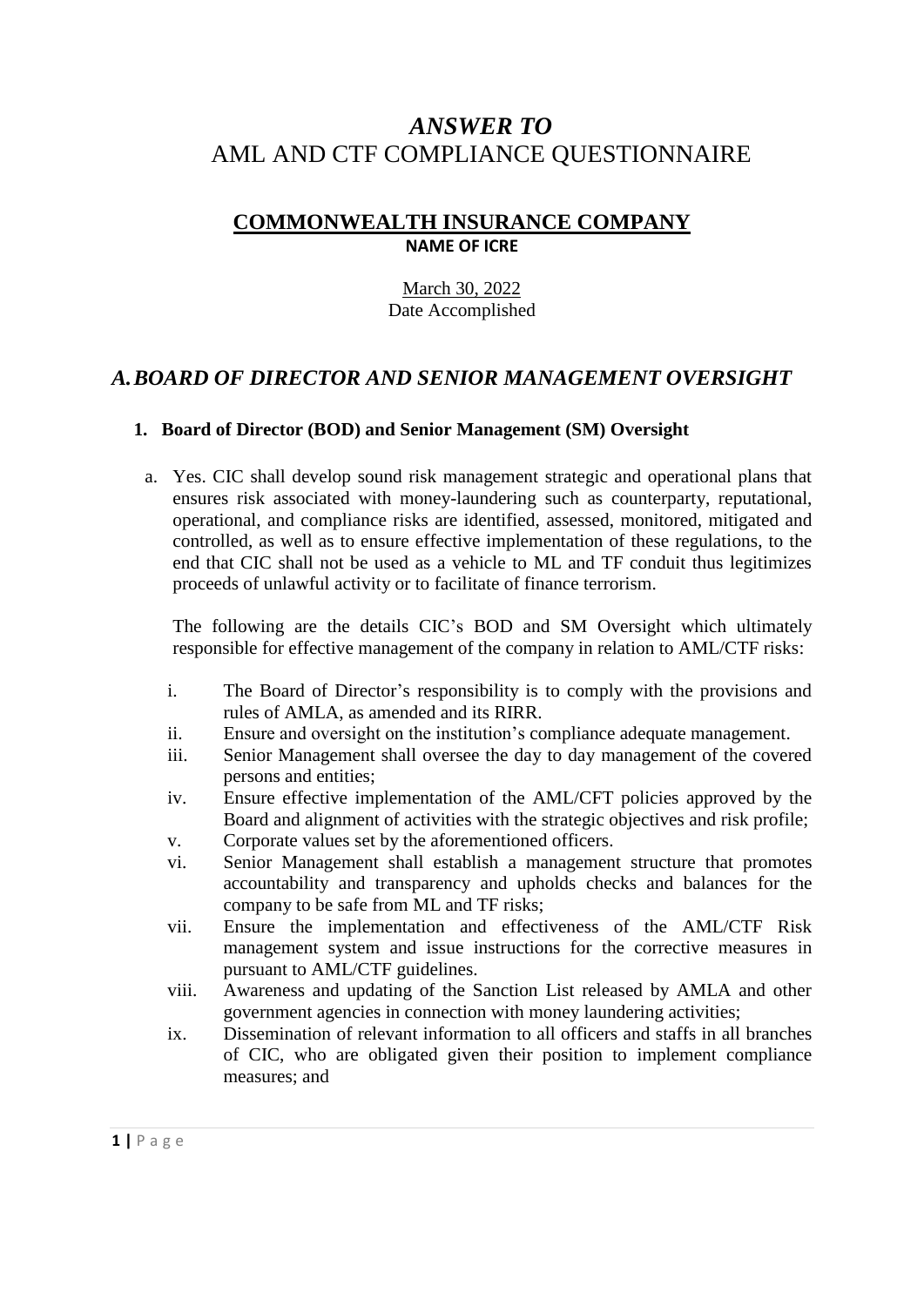# *ANSWER TO*
# AML AND CTF COMPLIANCE QUESTIONNAIRE

## COMMONWEALTH INSURANCE COMPANY
**NAME OF ICRE**

March 30, 2022
Date Accomplished

## *A. BOARD OF DIRECTOR AND SENIOR MANAGEMENT OVERSIGHT*

### 1. Board of Director (BOD) and Senior Management (SM) Oversight

a. Yes. CIC shall develop sound risk management strategic and operational plans that ensures risk associated with money-laundering such as counterparty, reputational, operational, and compliance risks are identified, assessed, monitored, mitigated and controlled, as well as to ensure effective implementation of these regulations, to the end that CIC shall not be used as a vehicle to ML and TF conduit thus legitimizes proceeds of unlawful activity or to facilitate of finance terrorism.

   The following are the details CIC's BOD and SM Oversight which ultimately responsible for effective management of the company in relation to AML/CTF risks:

   i. The Board of Director's responsibility is to comply with the provisions and rules of AMLA, as amended and its RIRR.
   ii. Ensure and oversight on the institution's compliance adequate management.
   iii. Senior Management shall oversee the day to day management of the covered persons and entities;
   iv. Ensure effective implementation of the AML/CFT policies approved by the Board and alignment of activities with the strategic objectives and risk profile;
   v. Corporate values set by the aforementioned officers.
   vi. Senior Management shall establish a management structure that promotes accountability and transparency and upholds checks and balances for the company to be safe from ML and TF risks;
   vii. Ensure the implementation and effectiveness of the AML/CTF Risk management system and issue instructions for the corrective measures in pursuant to AML/CTF guidelines.
   viii. Awareness and updating of the Sanction List released by AMLA and other government agencies in connection with money laundering activities;
   ix. Dissemination of relevant information to all officers and staffs in all branches of CIC, who are obligated given their position to implement compliance measures; and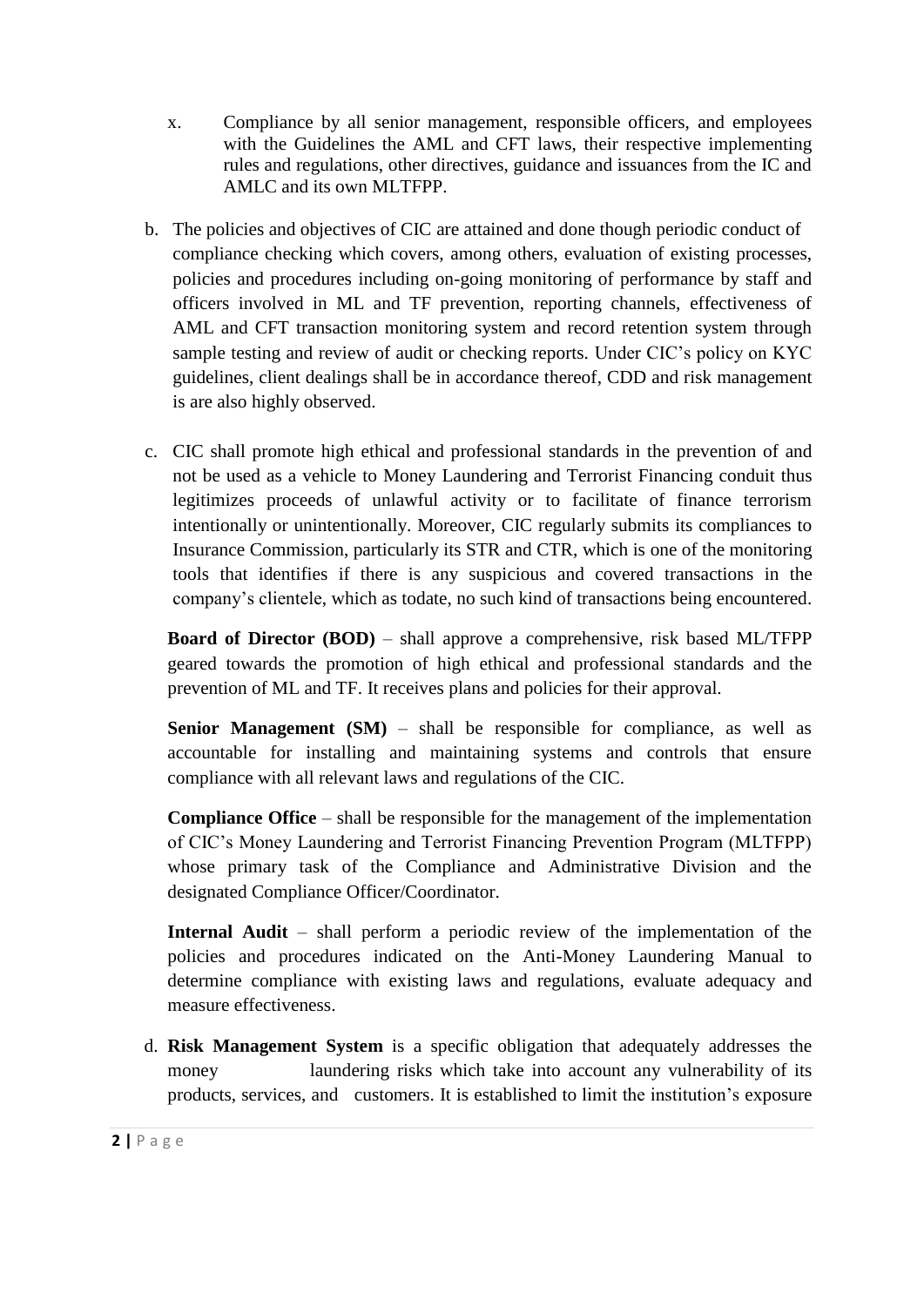x. Compliance by all senior management, responsible officers, and employees with the Guidelines the AML and CFT laws, their respective implementing rules and regulations, other directives, guidance and issuances from the IC and AMLC and its own MLTFPP.

b. The policies and objectives of CIC are attained and done though periodic conduct of compliance checking which covers, among others, evaluation of existing processes, policies and procedures including on-going monitoring of performance by staff and officers involved in ML and TF prevention, reporting channels, effectiveness of AML and CFT transaction monitoring system and record retention system through sample testing and review of audit or checking reports. Under CIC's policy on KYC guidelines, client dealings shall be in accordance thereof, CDD and risk management is are also highly observed.

c. CIC shall promote high ethical and professional standards in the prevention of and not be used as a vehicle to Money Laundering and Terrorist Financing conduit thus legitimizes proceeds of unlawful activity or to facilitate of finance terrorism intentionally or unintentionally. Moreover, CIC regularly submits its compliances to Insurance Commission, particularly its STR and CTR, which is one of the monitoring tools that identifies if there is any suspicious and covered transactions in the company's clientele, which as todate, no such kind of transactions being encountered.

   **Board of Director (BOD)** – shall approve a comprehensive, risk based ML/TFPP geared towards the promotion of high ethical and professional standards and the prevention of ML and TF. It receives plans and policies for their approval.

   **Senior Management (SM)** – shall be responsible for compliance, as well as accountable for installing and maintaining systems and controls that ensure compliance with all relevant laws and regulations of the CIC.

   **Compliance Office** – shall be responsible for the management of the implementation of CIC's Money Laundering and Terrorist Financing Prevention Program (MLTFPP) whose primary task of the Compliance and Administrative Division and the designated Compliance Officer/Coordinator.

   **Internal Audit** – shall perform a periodic review of the implementation of the policies and procedures indicated on the Anti-Money Laundering Manual to determine compliance with existing laws and regulations, evaluate adequacy and measure effectiveness.

d. **Risk Management System** is a specific obligation that adequately addresses the money laundering risks which take into account any vulnerability of its products, services, and customers. It is established to limit the institution's exposure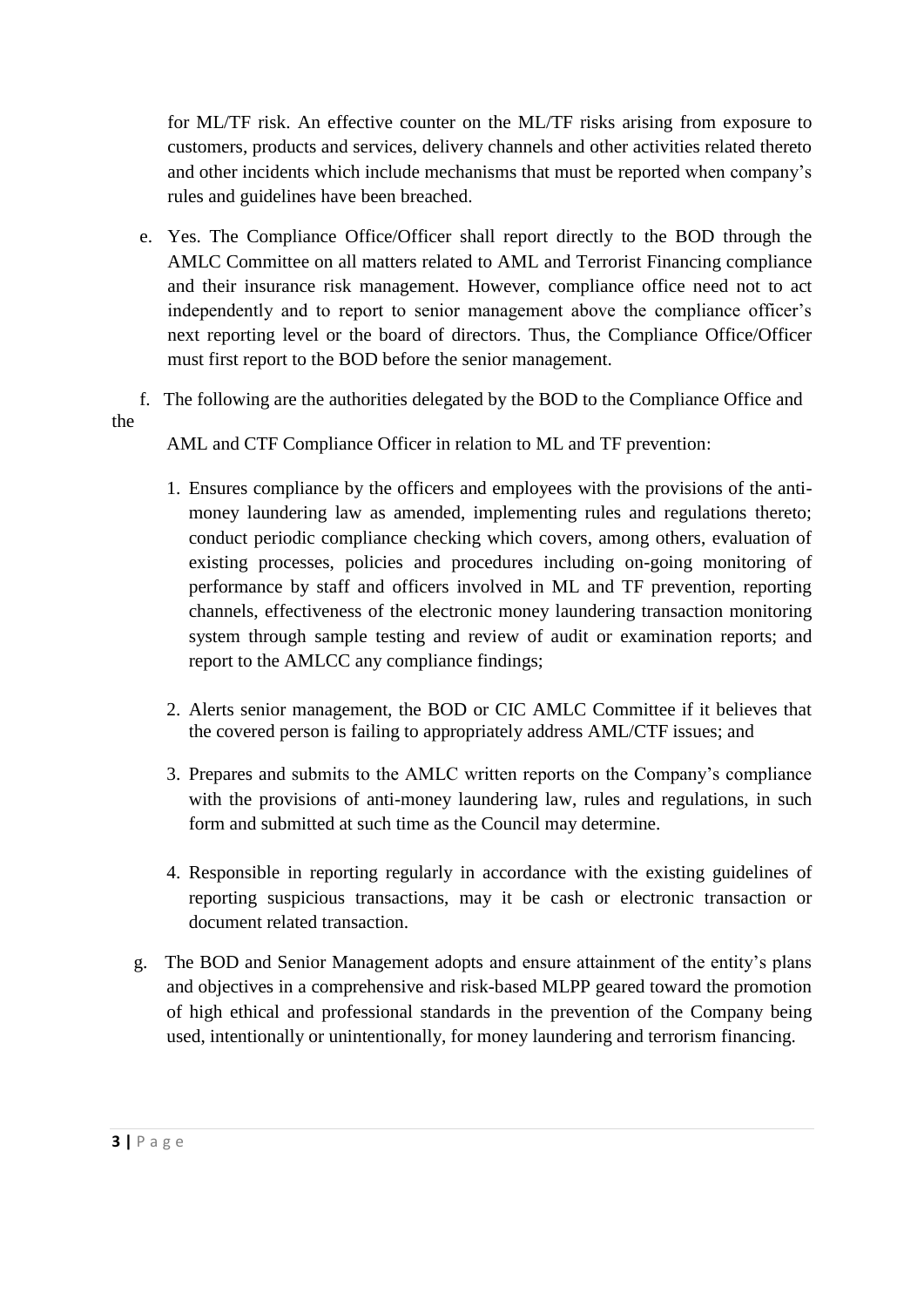for ML/TF risk. An effective counter on the ML/TF risks arising from exposure to customers, products and services, delivery channels and other activities related thereto and other incidents which include mechanisms that must be reported when company's rules and guidelines have been breached.

e. Yes. The Compliance Office/Officer shall report directly to the BOD through the AMLC Committee on all matters related to AML and Terrorist Financing compliance and their insurance risk management. However, compliance office need not to act independently and to report to senior management above the compliance officer's next reporting level or the board of directors. Thus, the Compliance Office/Officer must first report to the BOD before the senior management.

f. The following are the authorities delegated by the BOD to the Compliance Office and the AML and CTF Compliance Officer in relation to ML and TF prevention:

1. Ensures compliance by the officers and employees with the provisions of the anti-money laundering law as amended, implementing rules and regulations thereto; conduct periodic compliance checking which covers, among others, evaluation of existing processes, policies and procedures including on-going monitoring of performance by staff and officers involved in ML and TF prevention, reporting channels, effectiveness of the electronic money laundering transaction monitoring system through sample testing and review of audit or examination reports; and report to the AMLCC any compliance findings;

2. Alerts senior management, the BOD or CIC AMLC Committee if it believes that the covered person is failing to appropriately address AML/CTF issues; and

3. Prepares and submits to the AMLC written reports on the Company's compliance with the provisions of anti-money laundering law, rules and regulations, in such form and submitted at such time as the Council may determine.

4. Responsible in reporting regularly in accordance with the existing guidelines of reporting suspicious transactions, may it be cash or electronic transaction or document related transaction.

g. The BOD and Senior Management adopts and ensure attainment of the entity's plans and objectives in a comprehensive and risk-based MLPP geared toward the promotion of high ethical and professional standards in the prevention of the Company being used, intentionally or unintentionally, for money laundering and terrorism financing.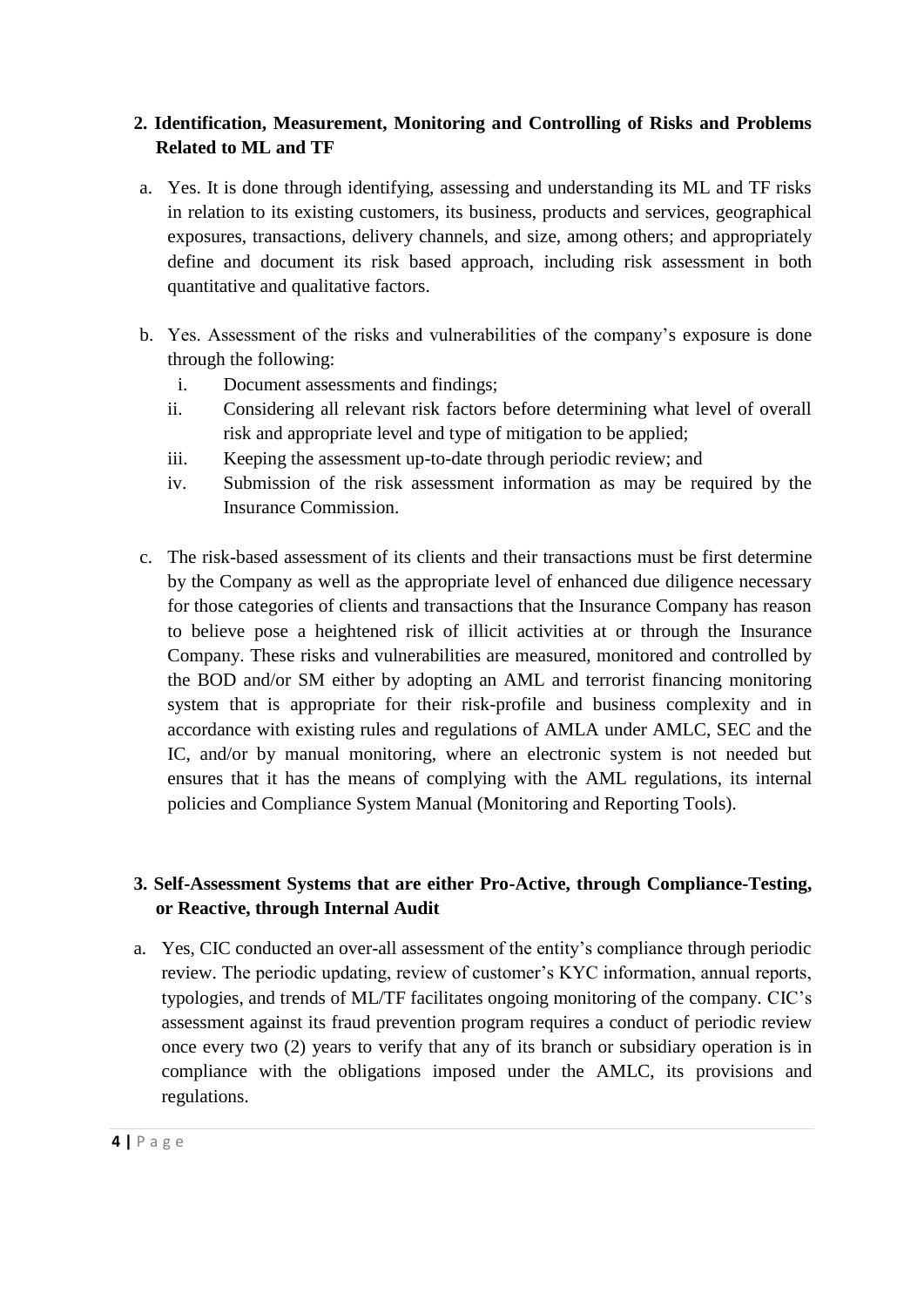## 2. Identification, Measurement, Monitoring and Controlling of Risks and Problems Related to ML and TF

a. Yes. It is done through identifying, assessing and understanding its ML and TF risks in relation to its existing customers, its business, products and services, geographical exposures, transactions, delivery channels, and size, among others; and appropriately define and document its risk based approach, including risk assessment in both quantitative and qualitative factors.

b. Yes. Assessment of the risks and vulnerabilities of the company's exposure is done through the following:
   i. Document assessments and findings;
   ii. Considering all relevant risk factors before determining what level of overall risk and appropriate level and type of mitigation to be applied;
   iii. Keeping the assessment up-to-date through periodic review; and
   iv. Submission of the risk assessment information as may be required by the Insurance Commission.

c. The risk-based assessment of its clients and their transactions must be first determine by the Company as well as the appropriate level of enhanced due diligence necessary for those categories of clients and transactions that the Insurance Company has reason to believe pose a heightened risk of illicit activities at or through the Insurance Company. These risks and vulnerabilities are measured, monitored and controlled by the BOD and/or SM either by adopting an AML and terrorist financing monitoring system that is appropriate for their risk-profile and business complexity and in accordance with existing rules and regulations of AMLA under AMLC, SEC and the IC, and/or by manual monitoring, where an electronic system is not needed but ensures that it has the means of complying with the AML regulations, its internal policies and Compliance System Manual (Monitoring and Reporting Tools).

## 3. Self-Assessment Systems that are either Pro-Active, through Compliance-Testing, or Reactive, through Internal Audit

a. Yes, CIC conducted an over-all assessment of the entity's compliance through periodic review. The periodic updating, review of customer's KYC information, annual reports, typologies, and trends of ML/TF facilitates ongoing monitoring of the company. CIC's assessment against its fraud prevention program requires a conduct of periodic review once every two (2) years to verify that any of its branch or subsidiary operation is in compliance with the obligations imposed under the AMLC, its provisions and regulations.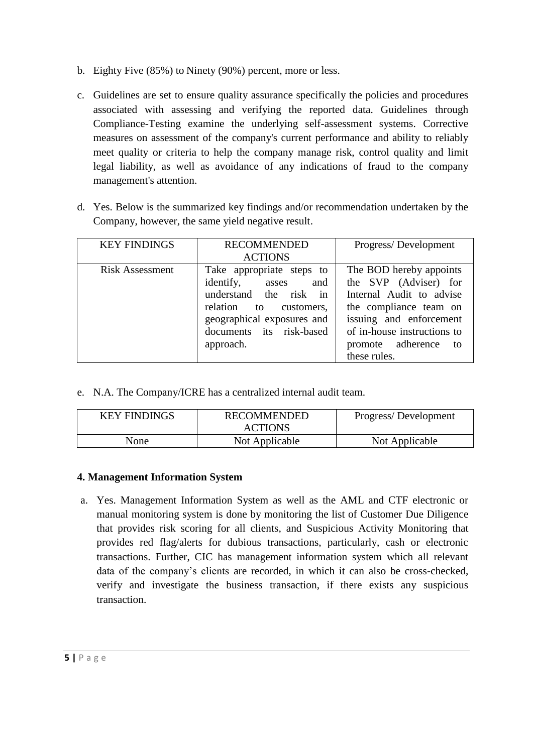b. Eighty Five (85%) to Ninety (90%) percent, more or less.

c. Guidelines are set to ensure quality assurance specifically the policies and procedures associated with assessing and verifying the reported data. Guidelines through Compliance-Testing examine the underlying self-assessment systems. Corrective measures on assessment of the company's current performance and ability to reliably meet quality or criteria to help the company manage risk, control quality and limit legal liability, as well as avoidance of any indications of fraud to the company management's attention.

d. Yes. Below is the summarized key findings and/or recommendation undertaken by the Company, however, the same yield negative result.

| KEY FINDINGS | RECOMMENDED ACTIONS | Progress/ Development |
| --- | --- | --- |
| Risk Assessment | Take appropriate steps to identify, asses and understand the risk in relation to customers, geographical exposures and documents its risk-based approach. | The BOD hereby appoints the SVP (Adviser) for Internal Audit to advise the compliance team on issuing and enforcement of in-house instructions to promote adherence to these rules. |

e. N.A. The Company/ICRE has a centralized internal audit team.

| KEY FINDINGS | RECOMMENDED ACTIONS | Progress/ Development |
| --- | --- | --- |
| None | Not Applicable | Not Applicable |

**4. Management Information System**

a. Yes. Management Information System as well as the AML and CTF electronic or manual monitoring system is done by monitoring the list of Customer Due Diligence that provides risk scoring for all clients, and Suspicious Activity Monitoring that provides red flag/alerts for dubious transactions, particularly, cash or electronic transactions. Further, CIC has management information system which all relevant data of the company's clients are recorded, in which it can also be cross-checked, verify and investigate the business transaction, if there exists any suspicious transaction.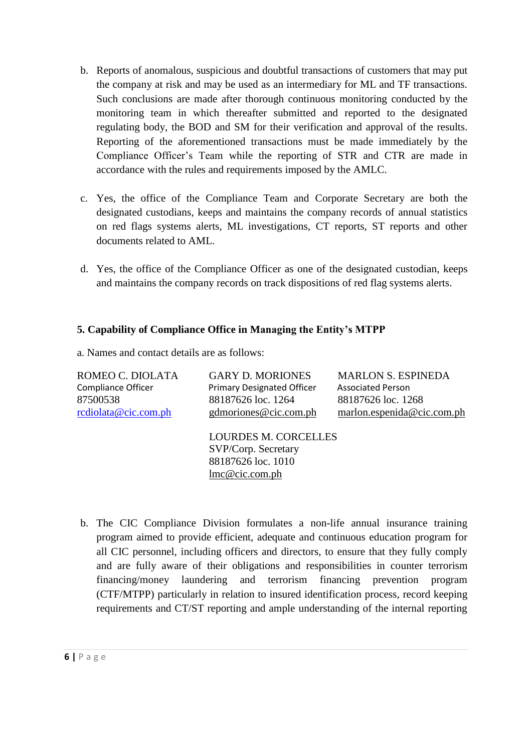b. Reports of anomalous, suspicious and doubtful transactions of customers that may put the company at risk and may be used as an intermediary for ML and TF transactions. Such conclusions are made after thorough continuous monitoring conducted by the monitoring team in which thereafter submitted and reported to the designated regulating body, the BOD and SM for their verification and approval of the results. Reporting of the aforementioned transactions must be made immediately by the Compliance Officer's Team while the reporting of STR and CTR are made in accordance with the rules and requirements imposed by the AMLC.

c. Yes, the office of the Compliance Team and Corporate Secretary are both the designated custodians, keeps and maintains the company records of annual statistics on red flags systems alerts, ML investigations, CT reports, ST reports and other documents related to AML.

d. Yes, the office of the Compliance Officer as one of the designated custodian, keeps and maintains the company records on track dispositions of red flag systems alerts.

**5. Capability of Compliance Office in Managing the Entity's MTPP**

a. Names and contact details are as follows:

ROMEO C. DIOLATA
Compliance Officer
87500538
rcdiolata@cic.com.ph

GARY D. MORIONES
Primary Designated Officer
88187626 loc. 1264
gdmoriones@cic.com.ph

MARLON S. ESPINEDA
Associated Person
88187626 loc. 1268
marlon.espenida@cic.com.ph

LOURDES M. CORCELLES
SVP/Corp. Secretary
88187626 loc. 1010
lmc@cic.com.ph

b. The CIC Compliance Division formulates a non-life annual insurance training program aimed to provide efficient, adequate and continuous education program for all CIC personnel, including officers and directors, to ensure that they fully comply and are fully aware of their obligations and responsibilities in counter terrorism financing/money laundering and terrorism financing prevention program (CTF/MTPP) particularly in relation to insured identification process, record keeping requirements and CT/ST reporting and ample understanding of the internal reporting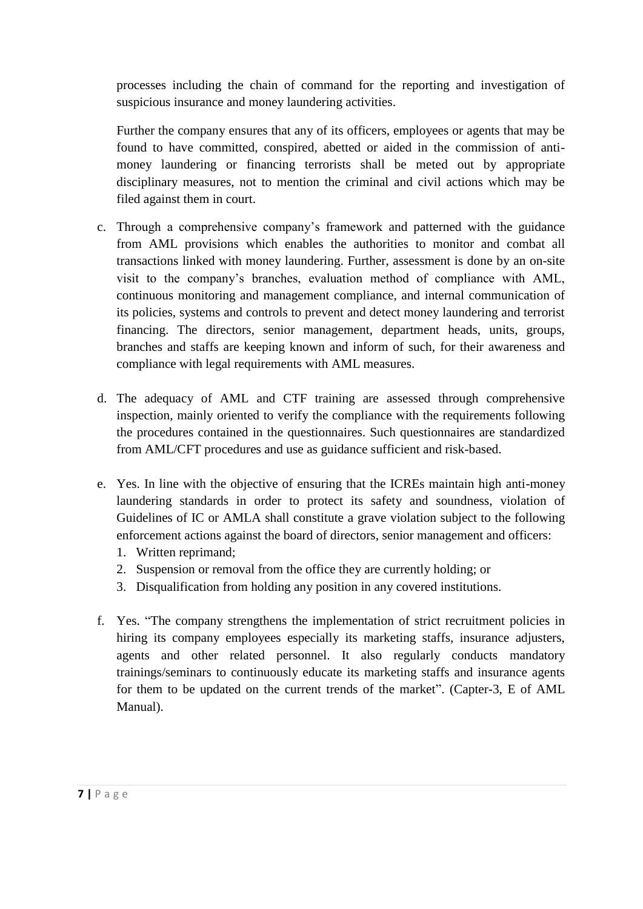processes including the chain of command for the reporting and investigation of suspicious insurance and money laundering activities.

Further the company ensures that any of its officers, employees or agents that may be found to have committed, conspired, abetted or aided in the commission of anti-money laundering or financing terrorists shall be meted out by appropriate disciplinary measures, not to mention the criminal and civil actions which may be filed against them in court.

c. Through a comprehensive company's framework and patterned with the guidance from AML provisions which enables the authorities to monitor and combat all transactions linked with money laundering. Further, assessment is done by an on-site visit to the company's branches, evaluation method of compliance with AML, continuous monitoring and management compliance, and internal communication of its policies, systems and controls to prevent and detect money laundering and terrorist financing. The directors, senior management, department heads, units, groups, branches and staffs are keeping known and inform of such, for their awareness and compliance with legal requirements with AML measures.

d. The adequacy of AML and CTF training are assessed through comprehensive inspection, mainly oriented to verify the compliance with the requirements following the procedures contained in the questionnaires. Such questionnaires are standardized from AML/CFT procedures and use as guidance sufficient and risk-based.

e. Yes. In line with the objective of ensuring that the ICREs maintain high anti-money laundering standards in order to protect its safety and soundness, violation of Guidelines of IC or AMLA shall constitute a grave violation subject to the following enforcement actions against the board of directors, senior management and officers:
   1. Written reprimand;
   2. Suspension or removal from the office they are currently holding; or
   3. Disqualification from holding any position in any covered institutions.

f. Yes. "The company strengthens the implementation of strict recruitment policies in hiring its company employees especially its marketing staffs, insurance adjusters, agents and other related personnel. It also regularly conducts mandatory trainings/seminars to continuously educate its marketing staffs and insurance agents for them to be updated on the current trends of the market". (Capter-3, E of AML Manual).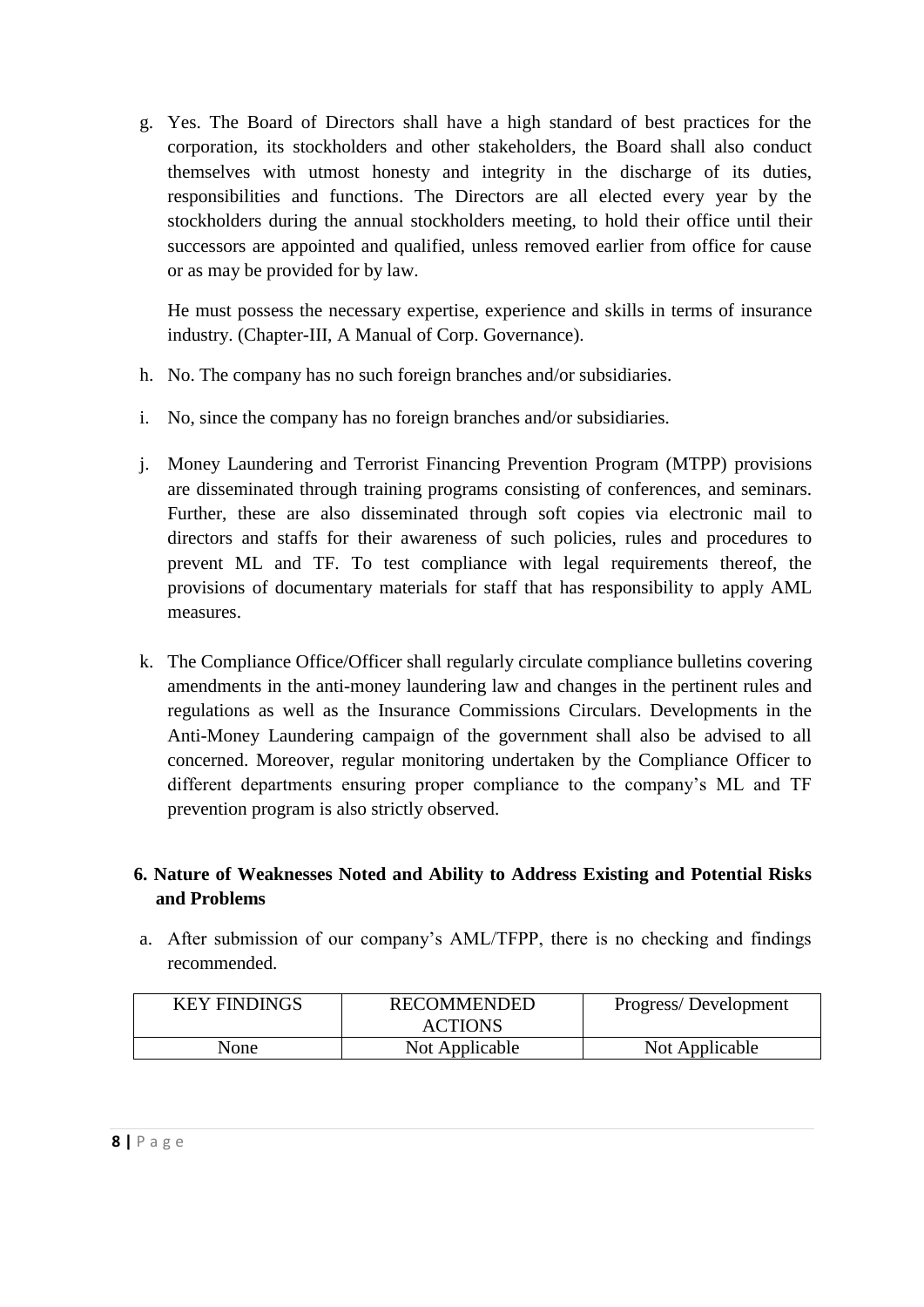g. Yes. The Board of Directors shall have a high standard of best practices for the corporation, its stockholders and other stakeholders, the Board shall also conduct themselves with utmost honesty and integrity in the discharge of its duties, responsibilities and functions. The Directors are all elected every year by the stockholders during the annual stockholders meeting, to hold their office until their successors are appointed and qualified, unless removed earlier from office for cause or as may be provided for by law.

   He must possess the necessary expertise, experience and skills in terms of insurance industry. (Chapter-III, A Manual of Corp. Governance).

h. No. The company has no such foreign branches and/or subsidiaries.

i. No, since the company has no foreign branches and/or subsidiaries.

j. Money Laundering and Terrorist Financing Prevention Program (MTPP) provisions are disseminated through training programs consisting of conferences, and seminars. Further, these are also disseminated through soft copies via electronic mail to directors and staffs for their awareness of such policies, rules and procedures to prevent ML and TF. To test compliance with legal requirements thereof, the provisions of documentary materials for staff that has responsibility to apply AML measures.

k. The Compliance Office/Officer shall regularly circulate compliance bulletins covering amendments in the anti-money laundering law and changes in the pertinent rules and regulations as well as the Insurance Commissions Circulars. Developments in the Anti-Money Laundering campaign of the government shall also be advised to all concerned. Moreover, regular monitoring undertaken by the Compliance Officer to different departments ensuring proper compliance to the company's ML and TF prevention program is also strictly observed.

## 6. Nature of Weaknesses Noted and Ability to Address Existing and Potential Risks and Problems

a. After submission of our company's AML/TFPP, there is no checking and findings recommended.

| KEY FINDINGS | RECOMMENDED ACTIONS | Progress/ Development |
|---|---|---|
| None | Not Applicable | Not Applicable |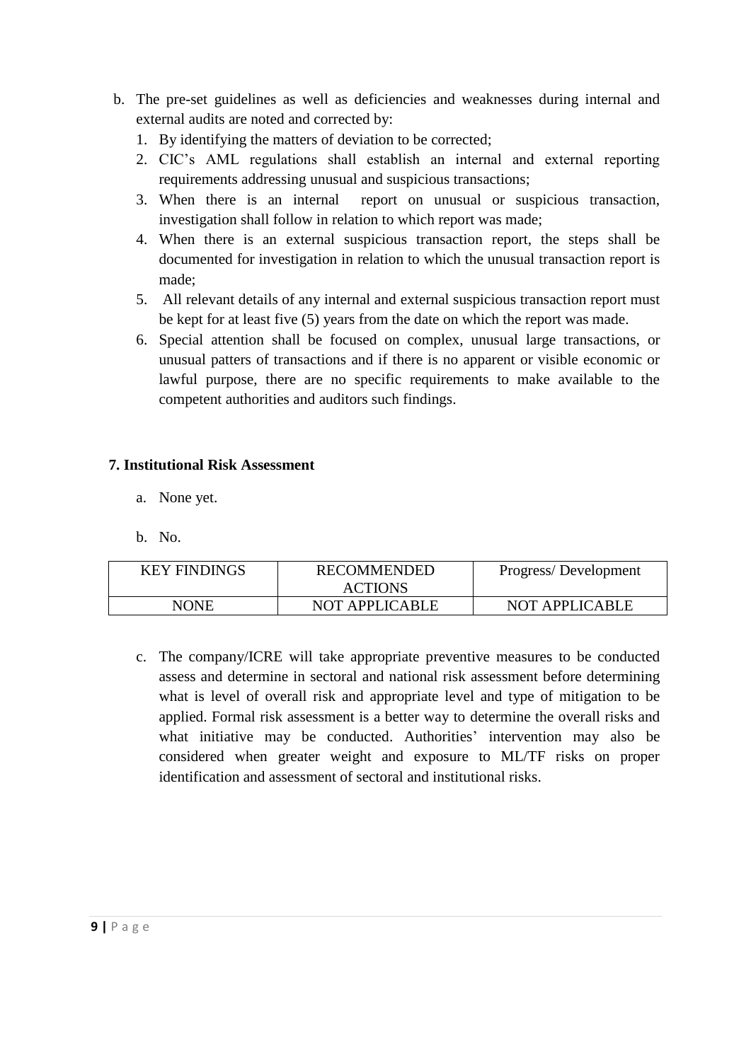b. The pre-set guidelines as well as deficiencies and weaknesses during internal and external audits are noted and corrected by:
   1. By identifying the matters of deviation to be corrected;
   2. CIC's AML regulations shall establish an internal and external reporting requirements addressing unusual and suspicious transactions;
   3. When there is an internal report on unusual or suspicious transaction, investigation shall follow in relation to which report was made;
   4. When there is an external suspicious transaction report, the steps shall be documented for investigation in relation to which the unusual transaction report is made;
   5. All relevant details of any internal and external suspicious transaction report must be kept for at least five (5) years from the date on which the report was made.
   6. Special attention shall be focused on complex, unusual large transactions, or unusual patters of transactions and if there is no apparent or visible economic or lawful purpose, there are no specific requirements to make available to the competent authorities and auditors such findings.

**7. Institutional Risk Assessment**

a. None yet.

b. No.

| KEY FINDINGS | RECOMMENDED ACTIONS | Progress/ Development |
|---|---|---|
| NONE | NOT APPLICABLE | NOT APPLICABLE |

c. The company/ICRE will take appropriate preventive measures to be conducted assess and determine in sectoral and national risk assessment before determining what is level of overall risk and appropriate level and type of mitigation to be applied. Formal risk assessment is a better way to determine the overall risks and what initiative may be conducted. Authorities' intervention may also be considered when greater weight and exposure to ML/TF risks on proper identification and assessment of sectoral and institutional risks.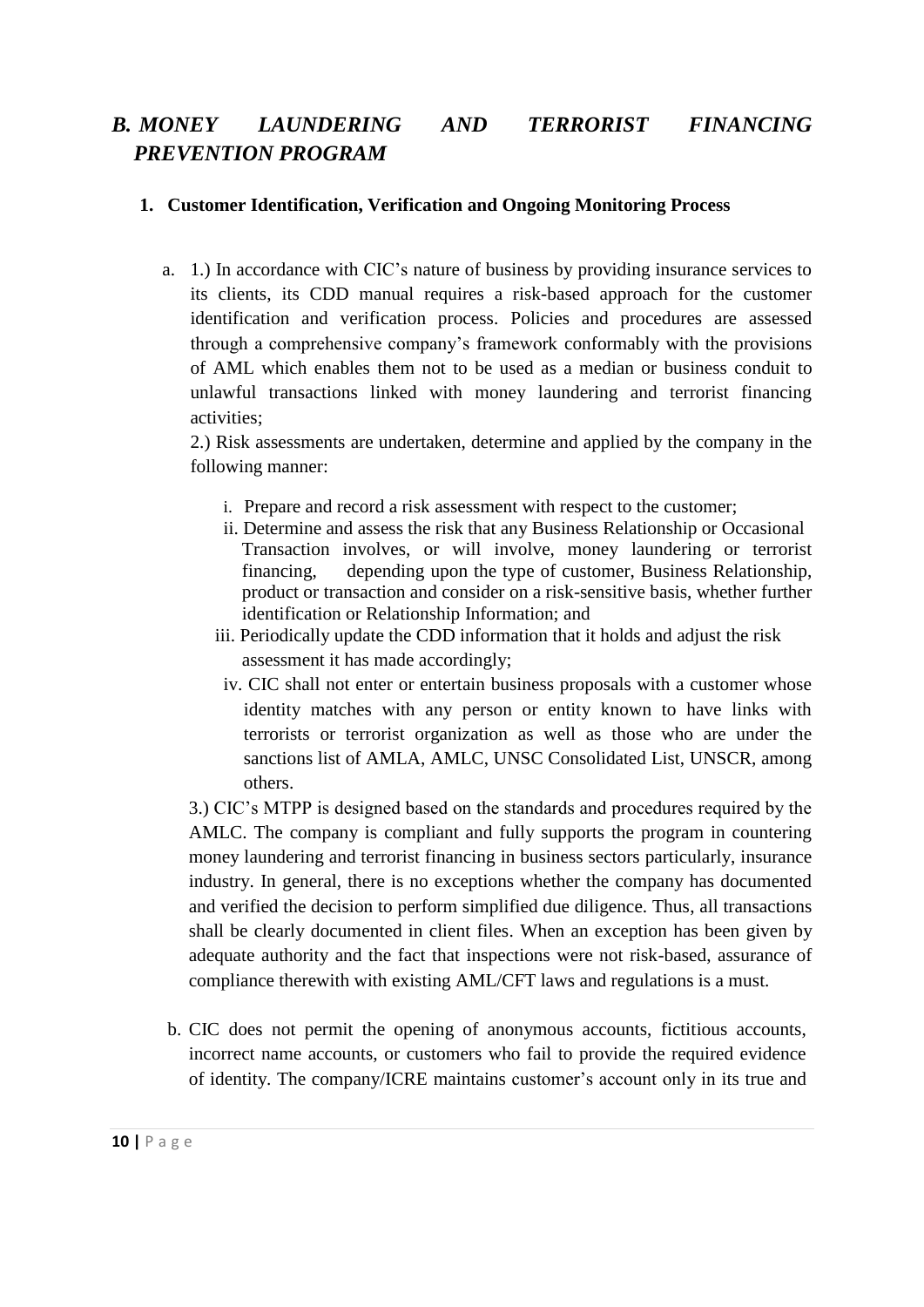## *B. MONEY LAUNDERING AND TERRORIST FINANCING PREVENTION PROGRAM*

### 1. Customer Identification, Verification and Ongoing Monitoring Process

a. 1.) In accordance with CIC's nature of business by providing insurance services to its clients, its CDD manual requires a risk-based approach for the customer identification and verification process. Policies and procedures are assessed through a comprehensive company's framework conformably with the provisions of AML which enables them not to be used as a median or business conduit to unlawful transactions linked with money laundering and terrorist financing activities;

2.) Risk assessments are undertaken, determine and applied by the company in the following manner:

   i. Prepare and record a risk assessment with respect to the customer;
   ii. Determine and assess the risk that any Business Relationship or Occasional Transaction involves, or will involve, money laundering or terrorist financing, depending upon the type of customer, Business Relationship, product or transaction and consider on a risk-sensitive basis, whether further identification or Relationship Information; and
   iii. Periodically update the CDD information that it holds and adjust the risk assessment it has made accordingly;
   iv. CIC shall not enter or entertain business proposals with a customer whose identity matches with any person or entity known to have links with terrorists or terrorist organization as well as those who are under the sanctions list of AMLA, AMLC, UNSC Consolidated List, UNSCR, among others.

3.) CIC's MTPP is designed based on the standards and procedures required by the AMLC. The company is compliant and fully supports the program in countering money laundering and terrorist financing in business sectors particularly, insurance industry. In general, there is no exceptions whether the company has documented and verified the decision to perform simplified due diligence. Thus, all transactions shall be clearly documented in client files. When an exception has been given by adequate authority and the fact that inspections were not risk-based, assurance of compliance therewith with existing AML/CFT laws and regulations is a must.

b. CIC does not permit the opening of anonymous accounts, fictitious accounts, incorrect name accounts, or customers who fail to provide the required evidence of identity. The company/ICRE maintains customer's account only in its true and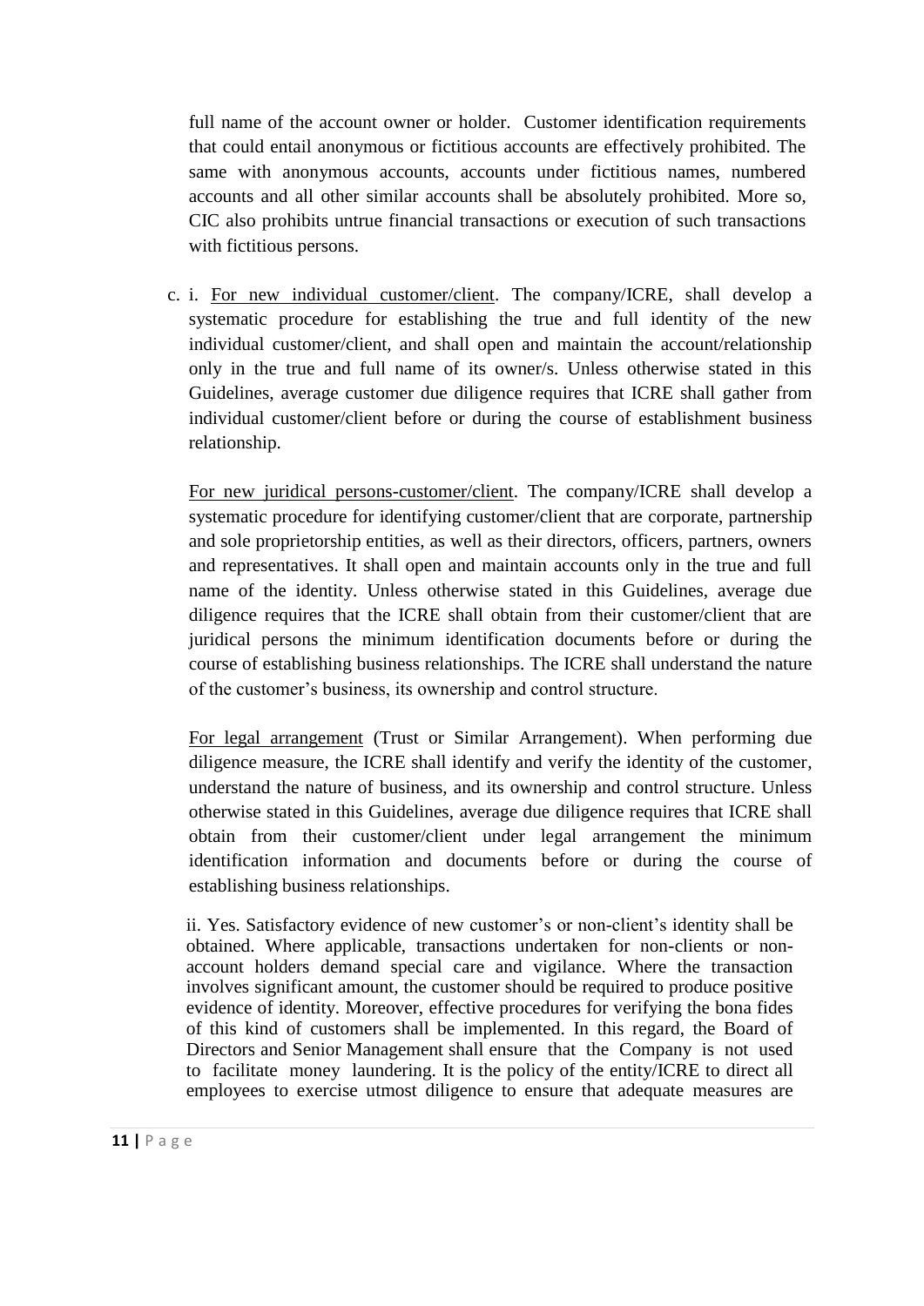full name of the account owner or holder. Customer identification requirements that could entail anonymous or fictitious accounts are effectively prohibited. The same with anonymous accounts, accounts under fictitious names, numbered accounts and all other similar accounts shall be absolutely prohibited. More so, CIC also prohibits untrue financial transactions or execution of such transactions with fictitious persons.

c. i. For new individual customer/client. The company/ICRE, shall develop a systematic procedure for establishing the true and full identity of the new individual customer/client, and shall open and maintain the account/relationship only in the true and full name of its owner/s. Unless otherwise stated in this Guidelines, average customer due diligence requires that ICRE shall gather from individual customer/client before or during the course of establishment business relationship.

For new juridical persons-customer/client. The company/ICRE shall develop a systematic procedure for identifying customer/client that are corporate, partnership and sole proprietorship entities, as well as their directors, officers, partners, owners and representatives. It shall open and maintain accounts only in the true and full name of the identity. Unless otherwise stated in this Guidelines, average due diligence requires that the ICRE shall obtain from their customer/client that are juridical persons the minimum identification documents before or during the course of establishing business relationships. The ICRE shall understand the nature of the customer's business, its ownership and control structure.

For legal arrangement (Trust or Similar Arrangement). When performing due diligence measure, the ICRE shall identify and verify the identity of the customer, understand the nature of business, and its ownership and control structure. Unless otherwise stated in this Guidelines, average due diligence requires that ICRE shall obtain from their customer/client under legal arrangement the minimum identification information and documents before or during the course of establishing business relationships.

ii. Yes. Satisfactory evidence of new customer's or non-client's identity shall be obtained. Where applicable, transactions undertaken for non-clients or non-account holders demand special care and vigilance. Where the transaction involves significant amount, the customer should be required to produce positive evidence of identity. Moreover, effective procedures for verifying the bona fides of this kind of customers shall be implemented. In this regard, the Board of Directors and Senior Management shall ensure that the Company is not used to facilitate money laundering. It is the policy of the entity/ICRE to direct all employees to exercise utmost diligence to ensure that adequate measures are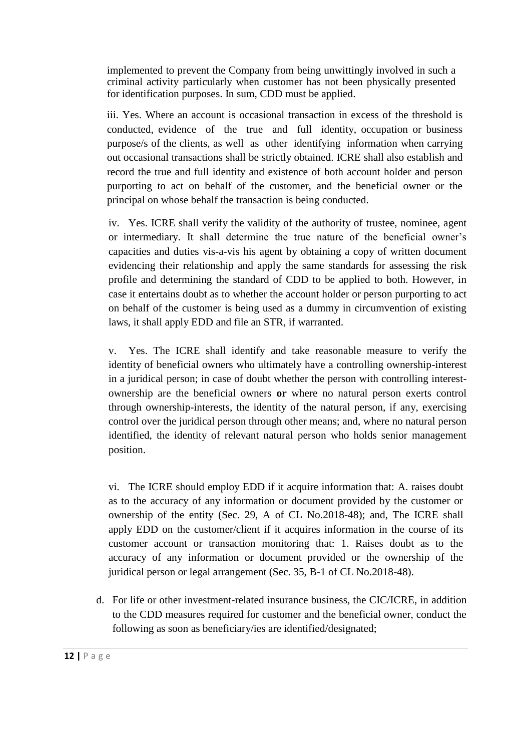implemented to prevent the Company from being unwittingly involved in such a criminal activity particularly when customer has not been physically presented for identification purposes. In sum, CDD must be applied.

iii. Yes. Where an account is occasional transaction in excess of the threshold is conducted, evidence of the true and full identity, occupation or business purpose/s of the clients, as well as other identifying information when carrying out occasional transactions shall be strictly obtained. ICRE shall also establish and record the true and full identity and existence of both account holder and person purporting to act on behalf of the customer, and the beneficial owner or the principal on whose behalf the transaction is being conducted.

iv. Yes. ICRE shall verify the validity of the authority of trustee, nominee, agent or intermediary. It shall determine the true nature of the beneficial owner's capacities and duties vis-a-vis his agent by obtaining a copy of written document evidencing their relationship and apply the same standards for assessing the risk profile and determining the standard of CDD to be applied to both. However, in case it entertains doubt as to whether the account holder or person purporting to act on behalf of the customer is being used as a dummy in circumvention of existing laws, it shall apply EDD and file an STR, if warranted.

v. Yes. The ICRE shall identify and take reasonable measure to verify the identity of beneficial owners who ultimately have a controlling ownership-interest in a juridical person; in case of doubt whether the person with controlling interest-ownership are the beneficial owners **or** where no natural person exerts control through ownership-interests, the identity of the natural person, if any, exercising control over the juridical person through other means; and, where no natural person identified, the identity of relevant natural person who holds senior management position.

vi. The ICRE should employ EDD if it acquire information that: A. raises doubt as to the accuracy of any information or document provided by the customer or ownership of the entity (Sec. 29, A of CL No.2018-48); and, The ICRE shall apply EDD on the customer/client if it acquires information in the course of its customer account or transaction monitoring that: 1. Raises doubt as to the accuracy of any information or document provided or the ownership of the juridical person or legal arrangement (Sec. 35, B-1 of CL No.2018-48).

d. For life or other investment-related insurance business, the CIC/ICRE, in addition to the CDD measures required for customer and the beneficial owner, conduct the following as soon as beneficiary/ies are identified/designated;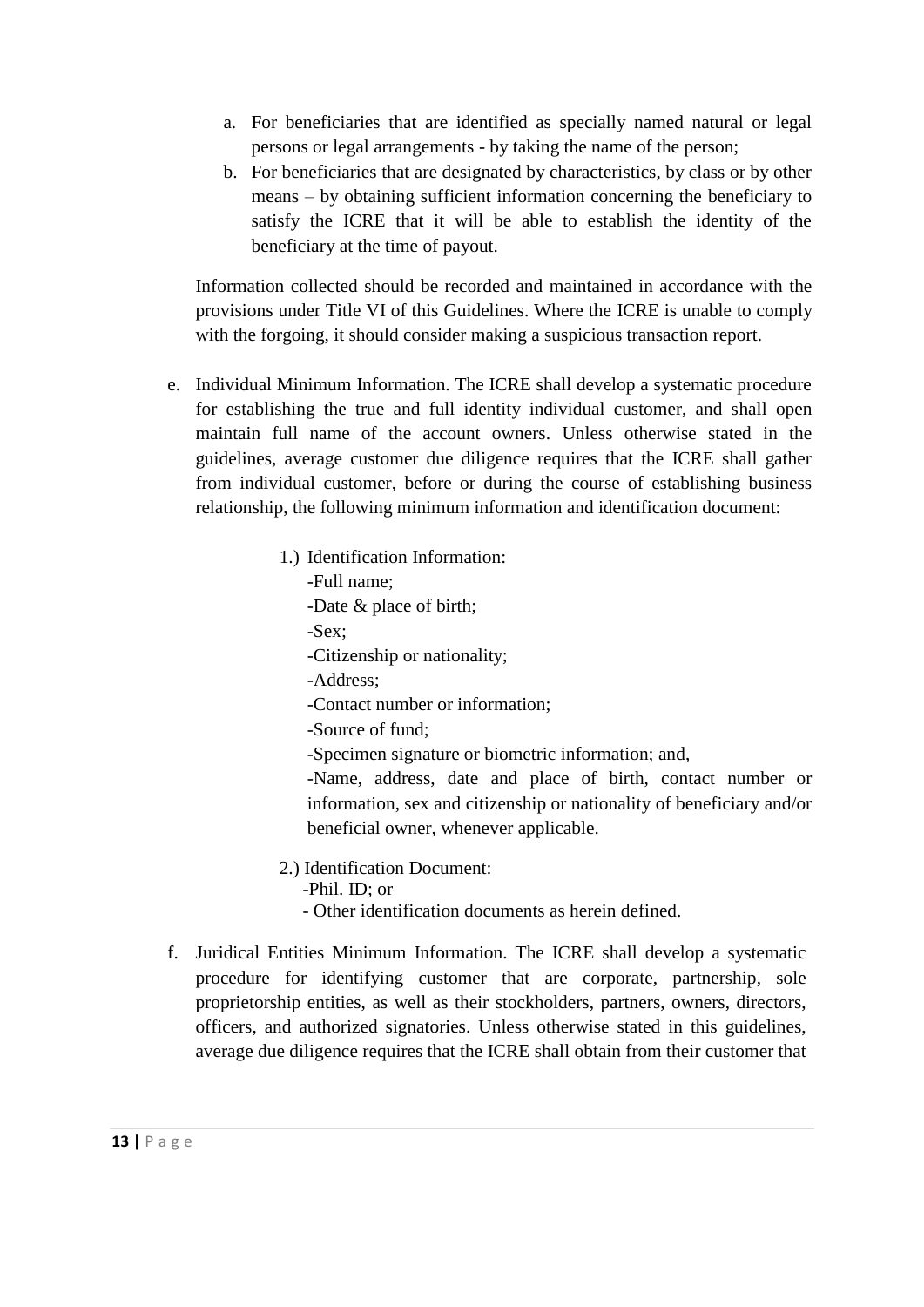a. For beneficiaries that are identified as specially named natural or legal persons or legal arrangements - by taking the name of the person;
b. For beneficiaries that are designated by characteristics, by class or by other means – by obtaining sufficient information concerning the beneficiary to satisfy the ICRE that it will be able to establish the identity of the beneficiary at the time of payout.

Information collected should be recorded and maintained in accordance with the provisions under Title VI of this Guidelines. Where the ICRE is unable to comply with the forgoing, it should consider making a suspicious transaction report.

e. Individual Minimum Information. The ICRE shall develop a systematic procedure for establishing the true and full identity individual customer, and shall open maintain full name of the account owners. Unless otherwise stated in the guidelines, average customer due diligence requires that the ICRE shall gather from individual customer, before or during the course of establishing business relationship, the following minimum information and identification document:

1.) Identification Information:
-Full name;
-Date & place of birth;
-Sex;
-Citizenship or nationality;
-Address;
-Contact number or information;
-Source of fund;
-Specimen signature or biometric information; and,
-Name, address, date and place of birth, contact number or information, sex and citizenship or nationality of beneficiary and/or beneficial owner, whenever applicable.

2.) Identification Document:
-Phil. ID; or
- Other identification documents as herein defined.

f. Juridical Entities Minimum Information. The ICRE shall develop a systematic procedure for identifying customer that are corporate, partnership, sole proprietorship entities, as well as their stockholders, partners, owners, directors, officers, and authorized signatories. Unless otherwise stated in this guidelines, average due diligence requires that the ICRE shall obtain from their customer that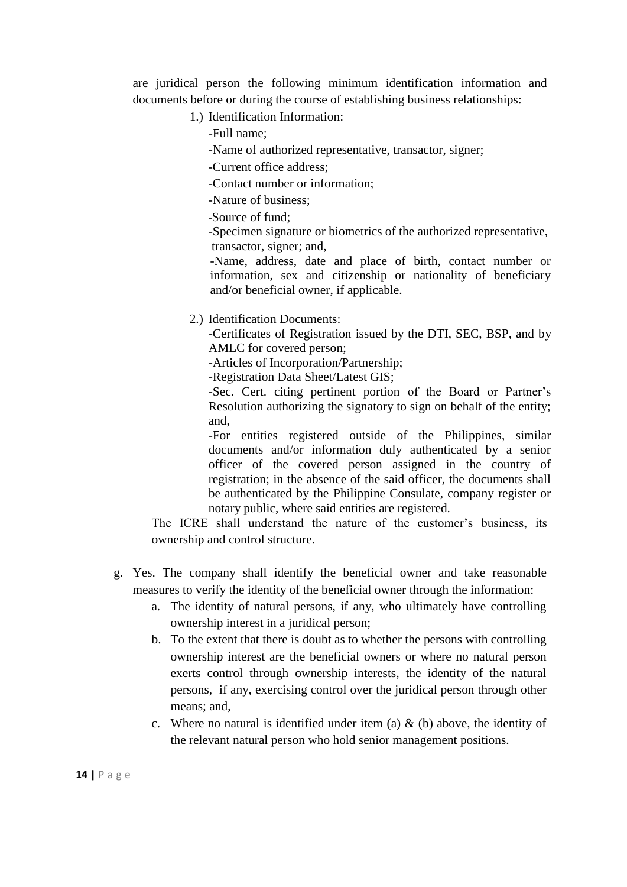are juridical person the following minimum identification information and documents before or during the course of establishing business relationships:

1.) Identification Information:
   - -Full name;
   - -Name of authorized representative, transactor, signer;
   - -Current office address;
   - -Contact number or information;
   - -Nature of business;
   - -Source of fund;
   - -Specimen signature or biometrics of the authorized representative, transactor, signer; and,
   - -Name, address, date and place of birth, contact number or information, sex and citizenship or nationality of beneficiary and/or beneficial owner, if applicable.

2.) Identification Documents:
   - -Certificates of Registration issued by the DTI, SEC, BSP, and by AMLC for covered person;
   - -Articles of Incorporation/Partnership;
   - -Registration Data Sheet/Latest GIS;
   - -Sec. Cert. citing pertinent portion of the Board or Partner's Resolution authorizing the signatory to sign on behalf of the entity; and,
   - -For entities registered outside of the Philippines, similar documents and/or information duly authenticated by a senior officer of the covered person assigned in the country of registration; in the absence of the said officer, the documents shall be authenticated by the Philippine Consulate, company register or notary public, where said entities are registered.

The ICRE shall understand the nature of the customer's business, its ownership and control structure.

g. Yes. The company shall identify the beneficial owner and take reasonable measures to verify the identity of the beneficial owner through the information:
   a. The identity of natural persons, if any, who ultimately have controlling ownership interest in a juridical person;
   b. To the extent that there is doubt as to whether the persons with controlling ownership interest are the beneficial owners or where no natural person exerts control through ownership interests, the identity of the natural persons, if any, exercising control over the juridical person through other means; and,
   c. Where no natural is identified under item (a) & (b) above, the identity of the relevant natural person who hold senior management positions.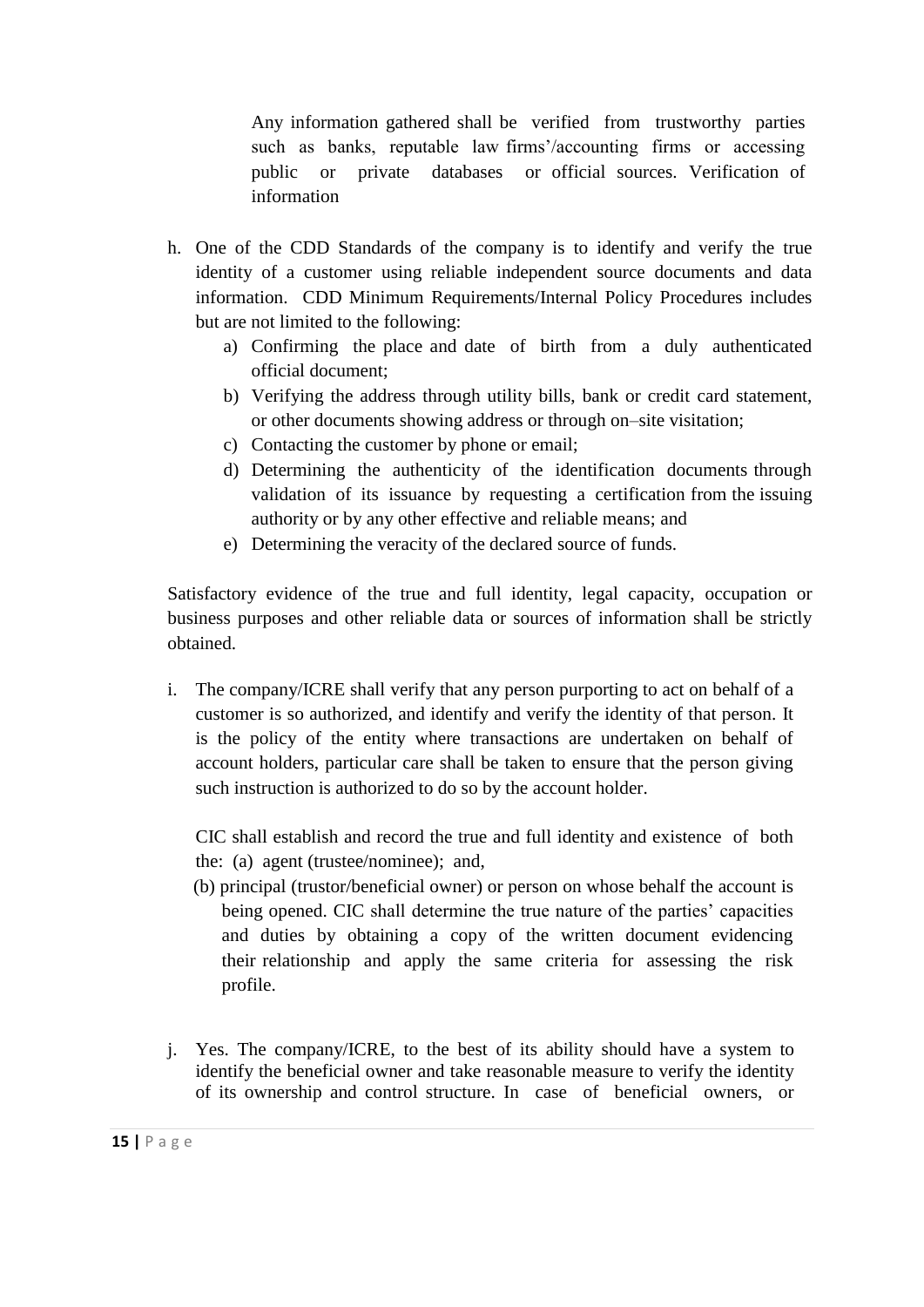Any information gathered shall be verified from trustworthy parties such as banks, reputable law firms'/accounting firms or accessing public or private databases or official sources. Verification of information

h. One of the CDD Standards of the company is to identify and verify the true identity of a customer using reliable independent source documents and data information. CDD Minimum Requirements/Internal Policy Procedures includes but are not limited to the following:
   a) Confirming the place and date of birth from a duly authenticated official document;
   b) Verifying the address through utility bills, bank or credit card statement, or other documents showing address or through on–site visitation;
   c) Contacting the customer by phone or email;
   d) Determining the authenticity of the identification documents through validation of its issuance by requesting a certification from the issuing authority or by any other effective and reliable means; and
   e) Determining the veracity of the declared source of funds.

Satisfactory evidence of the true and full identity, legal capacity, occupation or business purposes and other reliable data or sources of information shall be strictly obtained.

i. The company/ICRE shall verify that any person purporting to act on behalf of a customer is so authorized, and identify and verify the identity of that person. It is the policy of the entity where transactions are undertaken on behalf of account holders, particular care shall be taken to ensure that the person giving such instruction is authorized to do so by the account holder.

   CIC shall establish and record the true and full identity and existence of both the: (a) agent (trustee/nominee); and,
   (b) principal (trustor/beneficial owner) or person on whose behalf the account is being opened. CIC shall determine the true nature of the parties' capacities and duties by obtaining a copy of the written document evidencing their relationship and apply the same criteria for assessing the risk profile.

j. Yes. The company/ICRE, to the best of its ability should have a system to identify the beneficial owner and take reasonable measure to verify the identity of its ownership and control structure. In case of beneficial owners, or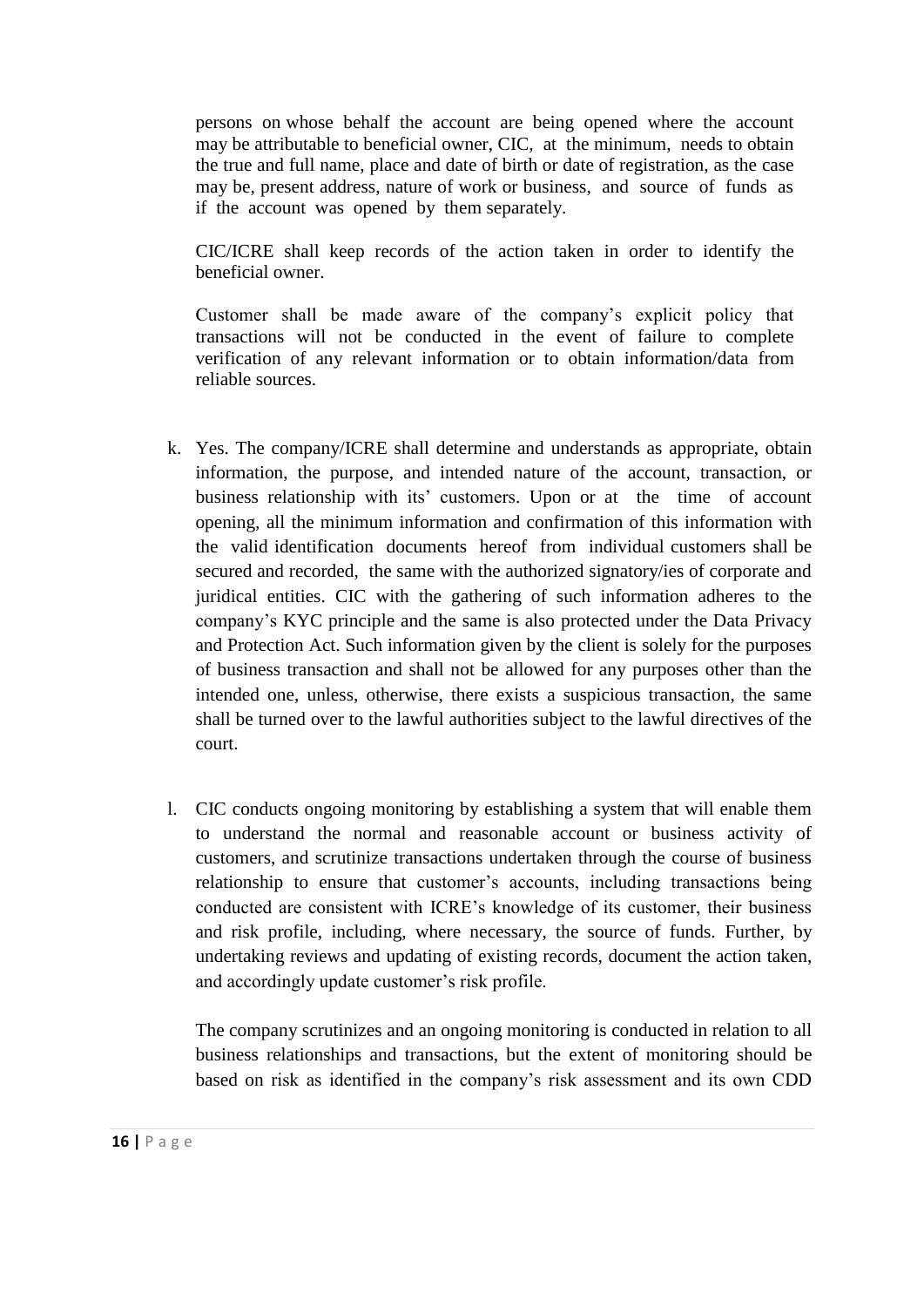persons on whose behalf the account are being opened where the account may be attributable to beneficial owner, CIC, at the minimum, needs to obtain the true and full name, place and date of birth or date of registration, as the case may be, present address, nature of work or business, and source of funds as if the account was opened by them separately.

CIC/ICRE shall keep records of the action taken in order to identify the beneficial owner.

Customer shall be made aware of the company's explicit policy that transactions will not be conducted in the event of failure to complete verification of any relevant information or to obtain information/data from reliable sources.

k. Yes. The company/ICRE shall determine and understands as appropriate, obtain information, the purpose, and intended nature of the account, transaction, or business relationship with its' customers. Upon or at the time of account opening, all the minimum information and confirmation of this information with the valid identification documents hereof from individual customers shall be secured and recorded, the same with the authorized signatory/ies of corporate and juridical entities. CIC with the gathering of such information adheres to the company's KYC principle and the same is also protected under the Data Privacy and Protection Act. Such information given by the client is solely for the purposes of business transaction and shall not be allowed for any purposes other than the intended one, unless, otherwise, there exists a suspicious transaction, the same shall be turned over to the lawful authorities subject to the lawful directives of the court.

l. CIC conducts ongoing monitoring by establishing a system that will enable them to understand the normal and reasonable account or business activity of customers, and scrutinize transactions undertaken through the course of business relationship to ensure that customer's accounts, including transactions being conducted are consistent with ICRE's knowledge of its customer, their business and risk profile, including, where necessary, the source of funds. Further, by undertaking reviews and updating of existing records, document the action taken, and accordingly update customer's risk profile.

The company scrutinizes and an ongoing monitoring is conducted in relation to all business relationships and transactions, but the extent of monitoring should be based on risk as identified in the company's risk assessment and its own CDD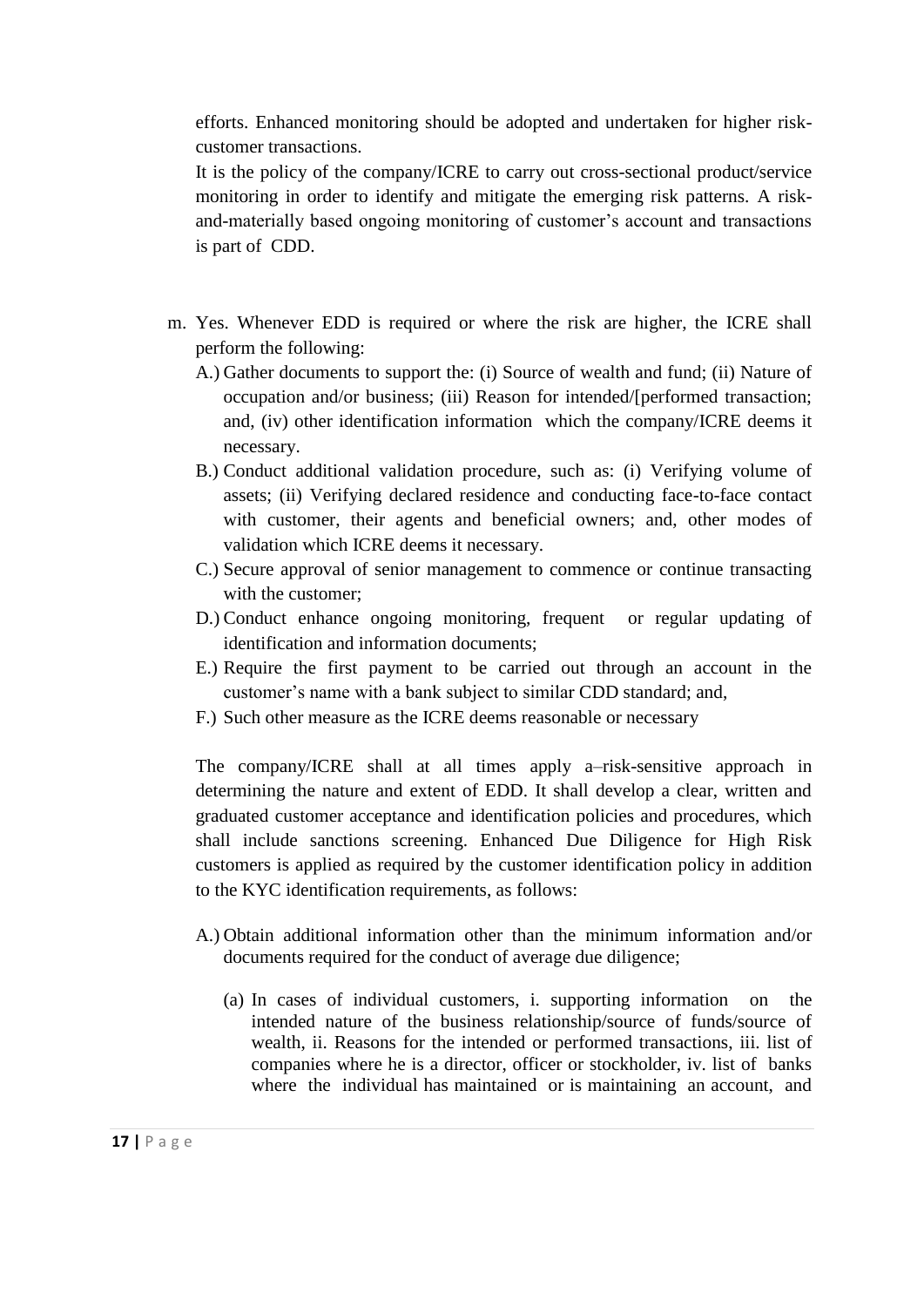efforts. Enhanced monitoring should be adopted and undertaken for higher risk-customer transactions.

It is the policy of the company/ICRE to carry out cross-sectional product/service monitoring in order to identify and mitigate the emerging risk patterns. A risk-and-materially based ongoing monitoring of customer's account and transactions is part of CDD.

m. Yes. Whenever EDD is required or where the risk are higher, the ICRE shall perform the following:

   A.) Gather documents to support the: (i) Source of wealth and fund; (ii) Nature of occupation and/or business; (iii) Reason for intended/[performed transaction; and, (iv) other identification information which the company/ICRE deems it necessary.

   B.) Conduct additional validation procedure, such as: (i) Verifying volume of assets; (ii) Verifying declared residence and conducting face-to-face contact with customer, their agents and beneficial owners; and, other modes of validation which ICRE deems it necessary.

   C.) Secure approval of senior management to commence or continue transacting with the customer;

   D.) Conduct enhance ongoing monitoring, frequent or regular updating of identification and information documents;

   E.) Require the first payment to be carried out through an account in the customer's name with a bank subject to similar CDD standard; and,

   F.) Such other measure as the ICRE deems reasonable or necessary

   The company/ICRE shall at all times apply a–risk-sensitive approach in determining the nature and extent of EDD. It shall develop a clear, written and graduated customer acceptance and identification policies and procedures, which shall include sanctions screening. Enhanced Due Diligence for High Risk customers is applied as required by the customer identification policy in addition to the KYC identification requirements, as follows:

   A.) Obtain additional information other than the minimum information and/or documents required for the conduct of average due diligence;

      (a) In cases of individual customers, i. supporting information on the intended nature of the business relationship/source of funds/source of wealth, ii. Reasons for the intended or performed transactions, iii. list of companies where he is a director, officer or stockholder, iv. list of banks where the individual has maintained or is maintaining an account, and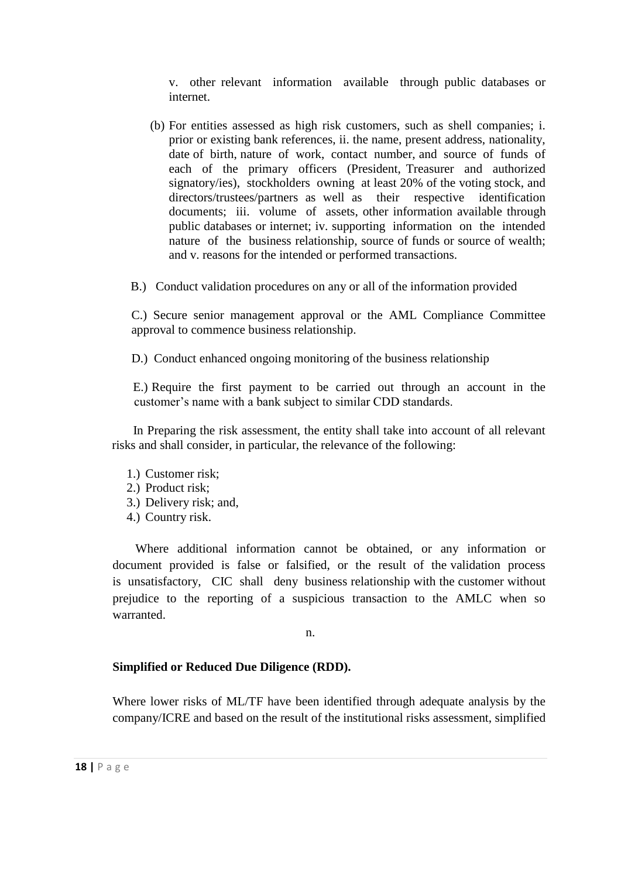v. other relevant information available through public databases or internet.

(b) For entities assessed as high risk customers, such as shell companies; i. prior or existing bank references, ii. the name, present address, nationality, date of birth, nature of work, contact number, and source of funds of each of the primary officers (President, Treasurer and authorized signatory/ies), stockholders owning at least 20% of the voting stock, and directors/trustees/partners as well as their respective identification documents; iii. volume of assets, other information available through public databases or internet; iv. supporting information on the intended nature of the business relationship, source of funds or source of wealth; and v. reasons for the intended or performed transactions.

B.) Conduct validation procedures on any or all of the information provided

C.) Secure senior management approval or the AML Compliance Committee approval to commence business relationship.

D.) Conduct enhanced ongoing monitoring of the business relationship

E.) Require the first payment to be carried out through an account in the customer's name with a bank subject to similar CDD standards.

In Preparing the risk assessment, the entity shall take into account of all relevant risks and shall consider, in particular, the relevance of the following:

1.) Customer risk;
2.) Product risk;
3.) Delivery risk; and,
4.) Country risk.

Where additional information cannot be obtained, or any information or document provided is false or falsified, or the result of the validation process is unsatisfactory, CIC shall deny business relationship with the customer without prejudice to the reporting of a suspicious transaction to the AMLC when so warranted.

n.

**Simplified or Reduced Due Diligence (RDD).**

Where lower risks of ML/TF have been identified through adequate analysis by the company/ICRE and based on the result of the institutional risks assessment, simplified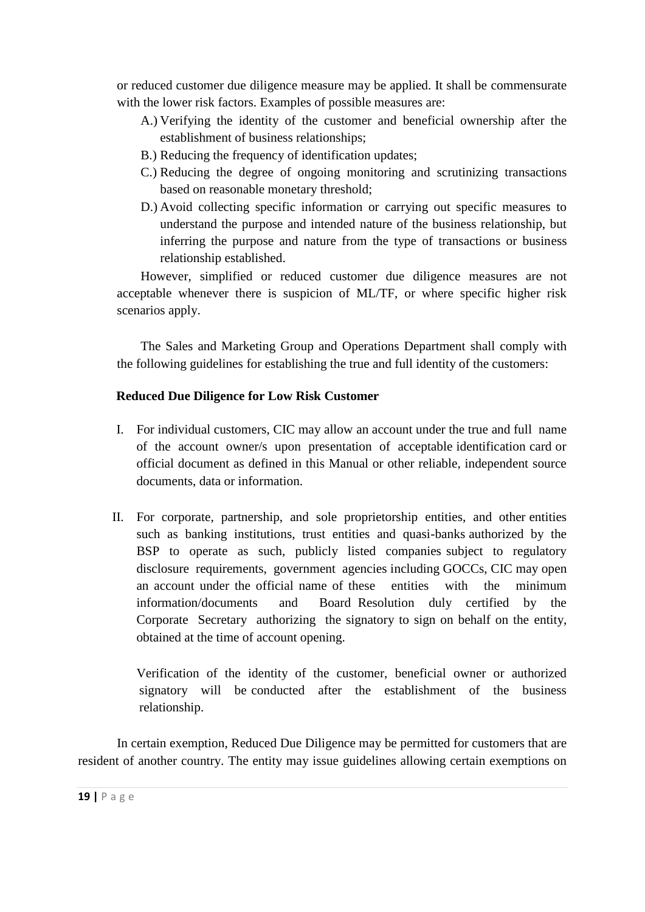or reduced customer due diligence measure may be applied. It shall be commensurate with the lower risk factors. Examples of possible measures are:

A.) Verifying the identity of the customer and beneficial ownership after the establishment of business relationships;

B.) Reducing the frequency of identification updates;

C.) Reducing the degree of ongoing monitoring and scrutinizing transactions based on reasonable monetary threshold;

D.) Avoid collecting specific information or carrying out specific measures to understand the purpose and intended nature of the business relationship, but inferring the purpose and nature from the type of transactions or business relationship established.

However, simplified or reduced customer due diligence measures are not acceptable whenever there is suspicion of ML/TF, or where specific higher risk scenarios apply.

The Sales and Marketing Group and Operations Department shall comply with the following guidelines for establishing the true and full identity of the customers:

**Reduced Due Diligence for Low Risk Customer**

I. For individual customers, CIC may allow an account under the true and full name of the account owner/s upon presentation of acceptable identification card or official document as defined in this Manual or other reliable, independent source documents, data or information.

II. For corporate, partnership, and sole proprietorship entities, and other entities such as banking institutions, trust entities and quasi-banks authorized by the BSP to operate as such, publicly listed companies subject to regulatory disclosure requirements, government agencies including GOCCs, CIC may open an account under the official name of these entities with the minimum information/documents and Board Resolution duly certified by the Corporate Secretary authorizing the signatory to sign on behalf on the entity, obtained at the time of account opening.

Verification of the identity of the customer, beneficial owner or authorized signatory will be conducted after the establishment of the business relationship.

In certain exemption, Reduced Due Diligence may be permitted for customers that are resident of another country. The entity may issue guidelines allowing certain exemptions on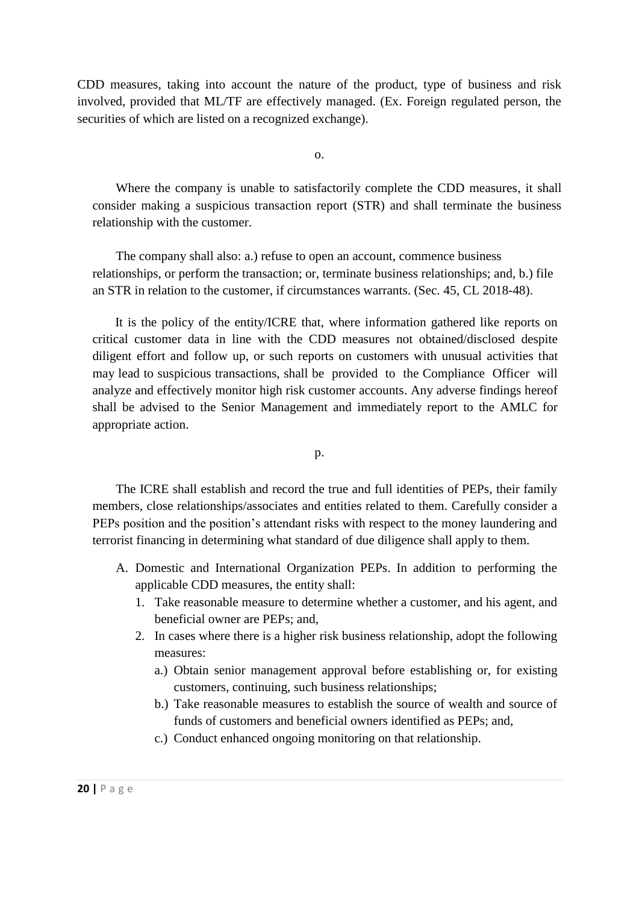CDD measures, taking into account the nature of the product, type of business and risk involved, provided that ML/TF are effectively managed. (Ex. Foreign regulated person, the securities of which are listed on a recognized exchange).

o.

Where the company is unable to satisfactorily complete the CDD measures, it shall consider making a suspicious transaction report (STR) and shall terminate the business relationship with the customer.

The company shall also: a.) refuse to open an account, commence business relationships, or perform the transaction; or, terminate business relationships; and, b.) file an STR in relation to the customer, if circumstances warrants. (Sec. 45, CL 2018-48).

It is the policy of the entity/ICRE that, where information gathered like reports on critical customer data in line with the CDD measures not obtained/disclosed despite diligent effort and follow up, or such reports on customers with unusual activities that may lead to suspicious transactions, shall be provided to the Compliance Officer will analyze and effectively monitor high risk customer accounts. Any adverse findings hereof shall be advised to the Senior Management and immediately report to the AMLC for appropriate action.

p.

The ICRE shall establish and record the true and full identities of PEPs, their family members, close relationships/associates and entities related to them. Carefully consider a PEPs position and the position's attendant risks with respect to the money laundering and terrorist financing in determining what standard of due diligence shall apply to them.

A. Domestic and International Organization PEPs. In addition to performing the applicable CDD measures, the entity shall:
   1. Take reasonable measure to determine whether a customer, and his agent, and beneficial owner are PEPs; and,
   2. In cases where there is a higher risk business relationship, adopt the following measures:
      a.) Obtain senior management approval before establishing or, for existing customers, continuing, such business relationships;
      b.) Take reasonable measures to establish the source of wealth and source of funds of customers and beneficial owners identified as PEPs; and,
      c.) Conduct enhanced ongoing monitoring on that relationship.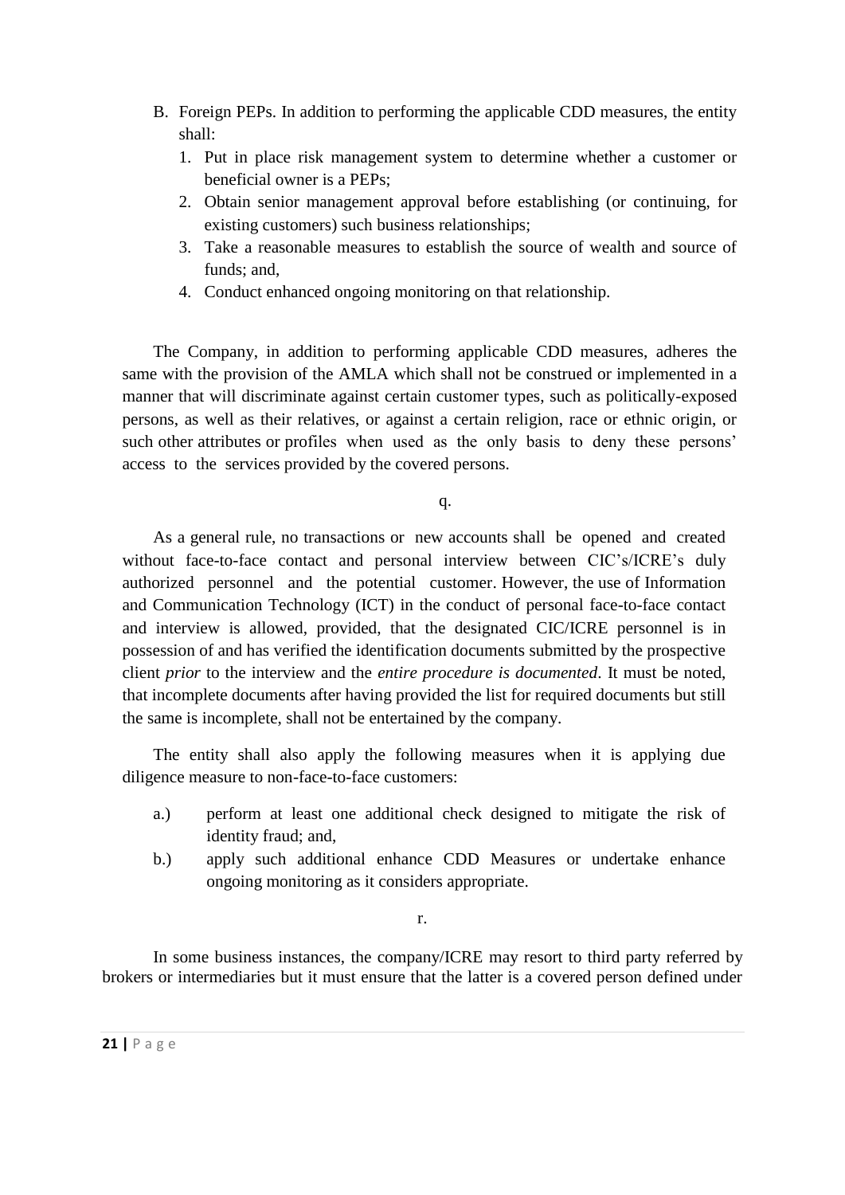B. Foreign PEPs. In addition to performing the applicable CDD measures, the entity shall:
   1. Put in place risk management system to determine whether a customer or beneficial owner is a PEPs;
   2. Obtain senior management approval before establishing (or continuing, for existing customers) such business relationships;
   3. Take a reasonable measures to establish the source of wealth and source of funds; and,
   4. Conduct enhanced ongoing monitoring on that relationship.

The Company, in addition to performing applicable CDD measures, adheres the same with the provision of the AMLA which shall not be construed or implemented in a manner that will discriminate against certain customer types, such as politically-exposed persons, as well as their relatives, or against a certain religion, race or ethnic origin, or such other attributes or profiles when used as the only basis to deny these persons' access to the services provided by the covered persons.

q.

As a general rule, no transactions or new accounts shall be opened and created without face-to-face contact and personal interview between CIC's/ICRE's duly authorized personnel and the potential customer. However, the use of Information and Communication Technology (ICT) in the conduct of personal face-to-face contact and interview is allowed, provided, that the designated CIC/ICRE personnel is in possession of and has verified the identification documents submitted by the prospective client *prior* to the interview and the *entire procedure is documented*. It must be noted, that incomplete documents after having provided the list for required documents but still the same is incomplete, shall not be entertained by the company.

The entity shall also apply the following measures when it is applying due diligence measure to non-face-to-face customers:

a.) perform at least one additional check designed to mitigate the risk of identity fraud; and,

b.) apply such additional enhance CDD Measures or undertake enhance ongoing monitoring as it considers appropriate.

r.

In some business instances, the company/ICRE may resort to third party referred by brokers or intermediaries but it must ensure that the latter is a covered person defined under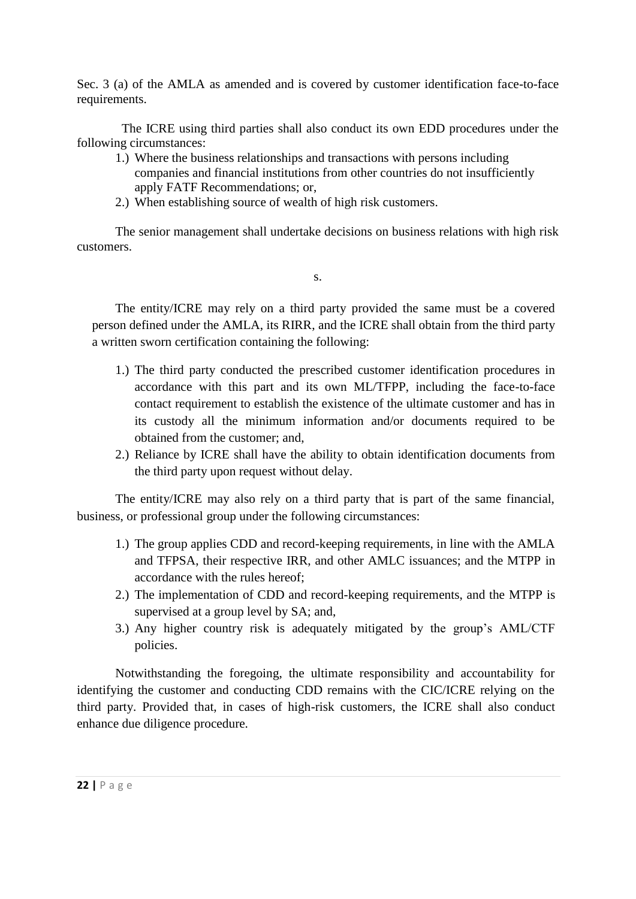Sec. 3 (a) of the AMLA as amended and is covered by customer identification face-to-face requirements.

The ICRE using third parties shall also conduct its own EDD procedures under the following circumstances:

1.) Where the business relationships and transactions with persons including companies and financial institutions from other countries do not insufficiently apply FATF Recommendations; or,
2.) When establishing source of wealth of high risk customers.

The senior management shall undertake decisions on business relations with high risk customers.

s.

The entity/ICRE may rely on a third party provided the same must be a covered person defined under the AMLA, its RIRR, and the ICRE shall obtain from the third party a written sworn certification containing the following:

1.) The third party conducted the prescribed customer identification procedures in accordance with this part and its own ML/TFPP, including the face-to-face contact requirement to establish the existence of the ultimate customer and has in its custody all the minimum information and/or documents required to be obtained from the customer; and,
2.) Reliance by ICRE shall have the ability to obtain identification documents from the third party upon request without delay.

The entity/ICRE may also rely on a third party that is part of the same financial, business, or professional group under the following circumstances:

1.) The group applies CDD and record-keeping requirements, in line with the AMLA and TFPSA, their respective IRR, and other AMLC issuances; and the MTPP in accordance with the rules hereof;
2.) The implementation of CDD and record-keeping requirements, and the MTPP is supervised at a group level by SA; and,
3.) Any higher country risk is adequately mitigated by the group's AML/CTF policies.

Notwithstanding the foregoing, the ultimate responsibility and accountability for identifying the customer and conducting CDD remains with the CIC/ICRE relying on the third party. Provided that, in cases of high-risk customers, the ICRE shall also conduct enhance due diligence procedure.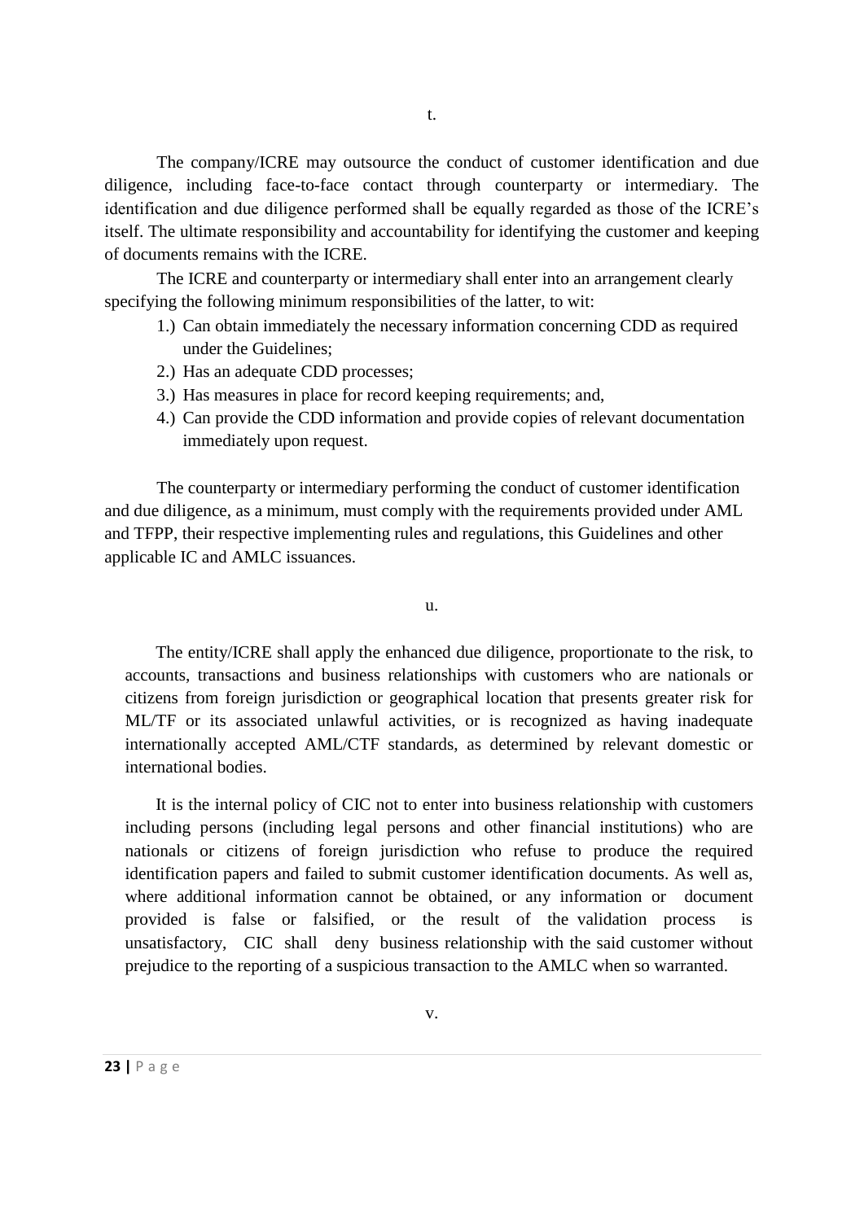t.

The company/ICRE may outsource the conduct of customer identification and due diligence, including face-to-face contact through counterparty or intermediary. The identification and due diligence performed shall be equally regarded as those of the ICRE's itself. The ultimate responsibility and accountability for identifying the customer and keeping of documents remains with the ICRE.

The ICRE and counterparty or intermediary shall enter into an arrangement clearly specifying the following minimum responsibilities of the latter, to wit:

1.) Can obtain immediately the necessary information concerning CDD as required under the Guidelines;
2.) Has an adequate CDD processes;
3.) Has measures in place for record keeping requirements; and,
4.) Can provide the CDD information and provide copies of relevant documentation immediately upon request.

The counterparty or intermediary performing the conduct of customer identification and due diligence, as a minimum, must comply with the requirements provided under AML and TFPP, their respective implementing rules and regulations, this Guidelines and other applicable IC and AMLC issuances.

u.

The entity/ICRE shall apply the enhanced due diligence, proportionate to the risk, to accounts, transactions and business relationships with customers who are nationals or citizens from foreign jurisdiction or geographical location that presents greater risk for ML/TF or its associated unlawful activities, or is recognized as having inadequate internationally accepted AML/CTF standards, as determined by relevant domestic or international bodies.

It is the internal policy of CIC not to enter into business relationship with customers including persons (including legal persons and other financial institutions) who are nationals or citizens of foreign jurisdiction who refuse to produce the required identification papers and failed to submit customer identification documents. As well as, where additional information cannot be obtained, or any information or document provided is false or falsified, or the result of the validation process is unsatisfactory, CIC shall deny business relationship with the said customer without prejudice to the reporting of a suspicious transaction to the AMLC when so warranted.

v.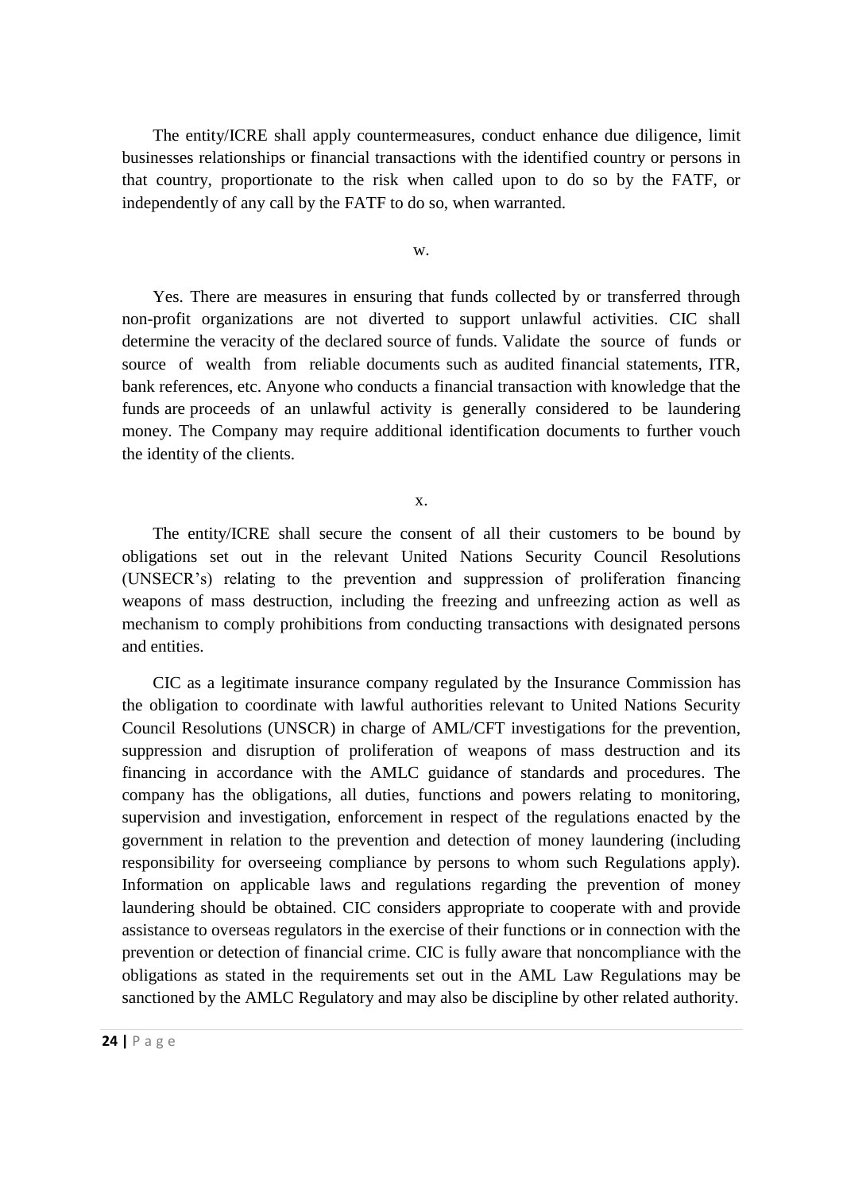The entity/ICRE shall apply countermeasures, conduct enhance due diligence, limit businesses relationships or financial transactions with the identified country or persons in that country, proportionate to the risk when called upon to do so by the FATF, or independently of any call by the FATF to do so, when warranted.

w.

Yes. There are measures in ensuring that funds collected by or transferred through non-profit organizations are not diverted to support unlawful activities. CIC shall determine the veracity of the declared source of funds. Validate the source of funds or source of wealth from reliable documents such as audited financial statements, ITR, bank references, etc. Anyone who conducts a financial transaction with knowledge that the funds are proceeds of an unlawful activity is generally considered to be laundering money. The Company may require additional identification documents to further vouch the identity of the clients.

x.

The entity/ICRE shall secure the consent of all their customers to be bound by obligations set out in the relevant United Nations Security Council Resolutions (UNSECR's) relating to the prevention and suppression of proliferation financing weapons of mass destruction, including the freezing and unfreezing action as well as mechanism to comply prohibitions from conducting transactions with designated persons and entities.

CIC as a legitimate insurance company regulated by the Insurance Commission has the obligation to coordinate with lawful authorities relevant to United Nations Security Council Resolutions (UNSCR) in charge of AML/CFT investigations for the prevention, suppression and disruption of proliferation of weapons of mass destruction and its financing in accordance with the AMLC guidance of standards and procedures. The company has the obligations, all duties, functions and powers relating to monitoring, supervision and investigation, enforcement in respect of the regulations enacted by the government in relation to the prevention and detection of money laundering (including responsibility for overseeing compliance by persons to whom such Regulations apply). Information on applicable laws and regulations regarding the prevention of money laundering should be obtained. CIC considers appropriate to cooperate with and provide assistance to overseas regulators in the exercise of their functions or in connection with the prevention or detection of financial crime. CIC is fully aware that noncompliance with the obligations as stated in the requirements set out in the AML Law Regulations may be sanctioned by the AMLC Regulatory and may also be discipline by other related authority.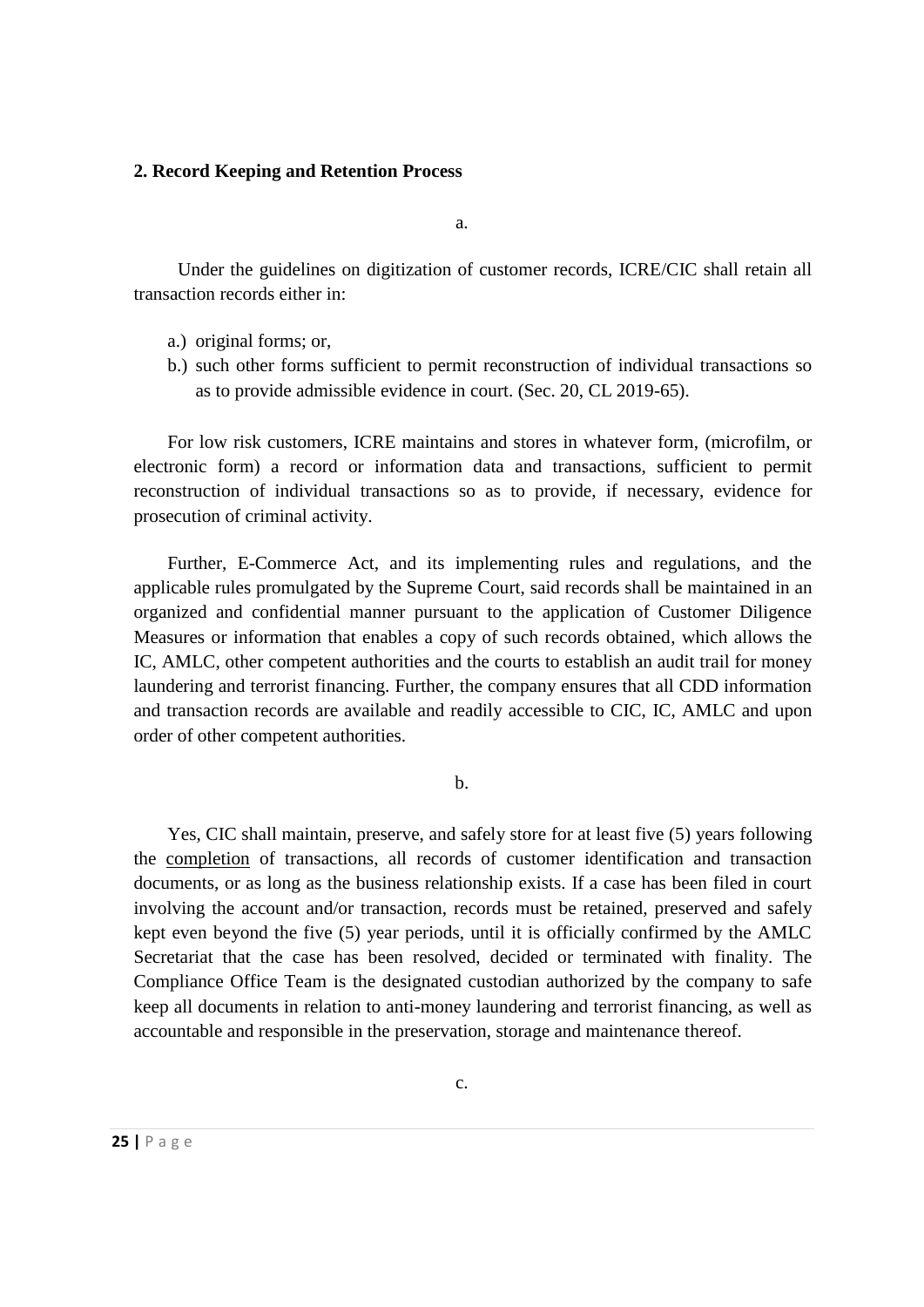**2. Record Keeping and Retention Process**

a.

Under the guidelines on digitization of customer records, ICRE/CIC shall retain all transaction records either in:

a.) original forms; or,
b.) such other forms sufficient to permit reconstruction of individual transactions so as to provide admissible evidence in court. (Sec. 20, CL 2019-65).

For low risk customers, ICRE maintains and stores in whatever form, (microfilm, or electronic form) a record or information data and transactions, sufficient to permit reconstruction of individual transactions so as to provide, if necessary, evidence for prosecution of criminal activity.

Further, E-Commerce Act, and its implementing rules and regulations, and the applicable rules promulgated by the Supreme Court, said records shall be maintained in an organized and confidential manner pursuant to the application of Customer Diligence Measures or information that enables a copy of such records obtained, which allows the IC, AMLC, other competent authorities and the courts to establish an audit trail for money laundering and terrorist financing. Further, the company ensures that all CDD information and transaction records are available and readily accessible to CIC, IC, AMLC and upon order of other competent authorities.

b.

Yes, CIC shall maintain, preserve, and safely store for at least five (5) years following the <u>completion</u> of transactions, all records of customer identification and transaction documents, or as long as the business relationship exists. If a case has been filed in court involving the account and/or transaction, records must be retained, preserved and safely kept even beyond the five (5) year periods, until it is officially confirmed by the AMLC Secretariat that the case has been resolved, decided or terminated with finality. The Compliance Office Team is the designated custodian authorized by the company to safe keep all documents in relation to anti-money laundering and terrorist financing, as well as accountable and responsible in the preservation, storage and maintenance thereof.

c.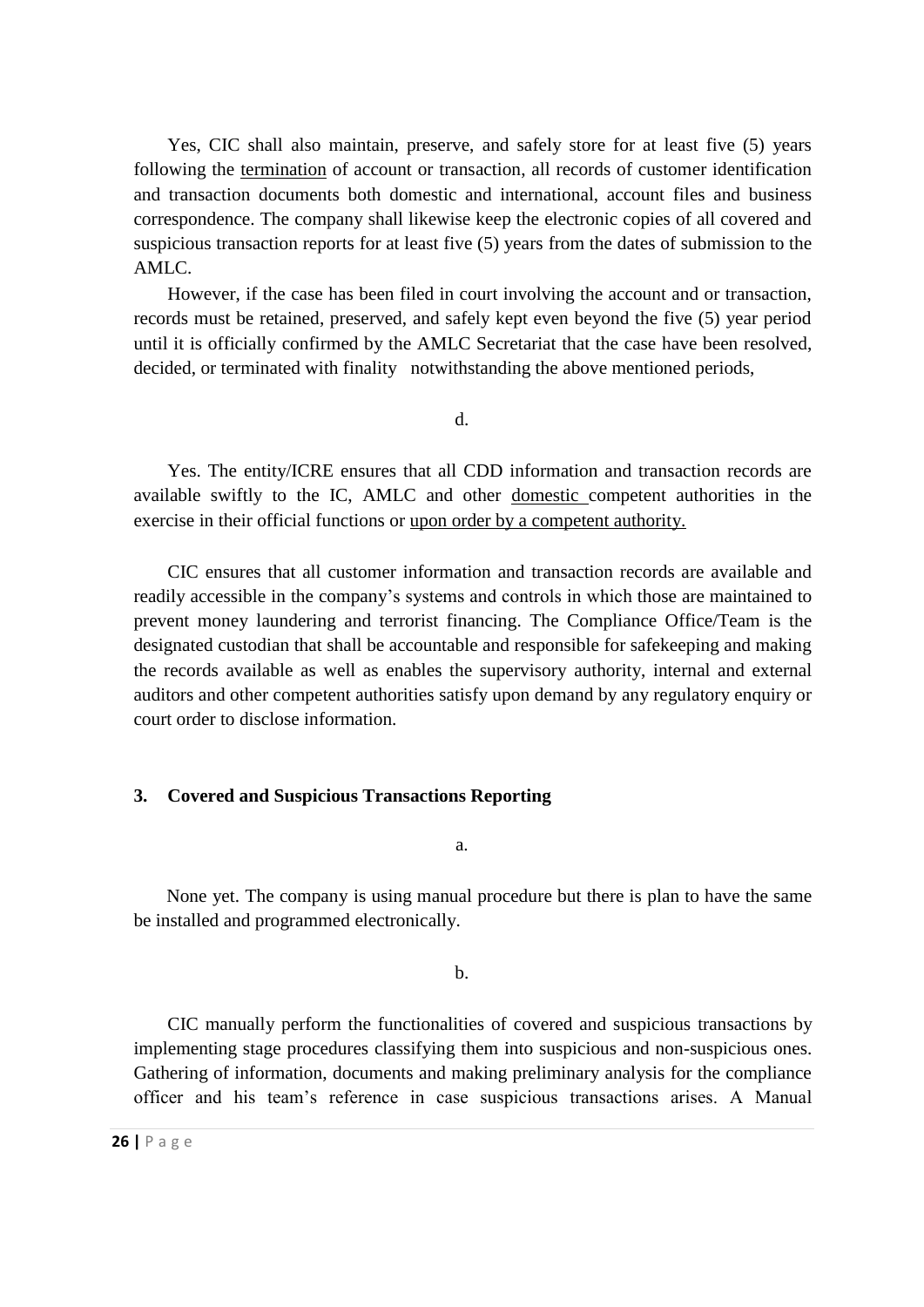Yes, CIC shall also maintain, preserve, and safely store for at least five (5) years following the termination of account or transaction, all records of customer identification and transaction documents both domestic and international, account files and business correspondence. The company shall likewise keep the electronic copies of all covered and suspicious transaction reports for at least five (5) years from the dates of submission to the AMLC.

However, if the case has been filed in court involving the account and or transaction, records must be retained, preserved, and safely kept even beyond the five (5) year period until it is officially confirmed by the AMLC Secretariat that the case have been resolved, decided, or terminated with finality notwithstanding the above mentioned periods,

d.

Yes. The entity/ICRE ensures that all CDD information and transaction records are available swiftly to the IC, AMLC and other domestic competent authorities in the exercise in their official functions or upon order by a competent authority.

CIC ensures that all customer information and transaction records are available and readily accessible in the company's systems and controls in which those are maintained to prevent money laundering and terrorist financing. The Compliance Office/Team is the designated custodian that shall be accountable and responsible for safekeeping and making the records available as well as enables the supervisory authority, internal and external auditors and other competent authorities satisfy upon demand by any regulatory enquiry or court order to disclose information.

### 3. Covered and Suspicious Transactions Reporting

a.

None yet. The company is using manual procedure but there is plan to have the same be installed and programmed electronically.

b.

CIC manually perform the functionalities of covered and suspicious transactions by implementing stage procedures classifying them into suspicious and non-suspicious ones. Gathering of information, documents and making preliminary analysis for the compliance officer and his team's reference in case suspicious transactions arises. A Manual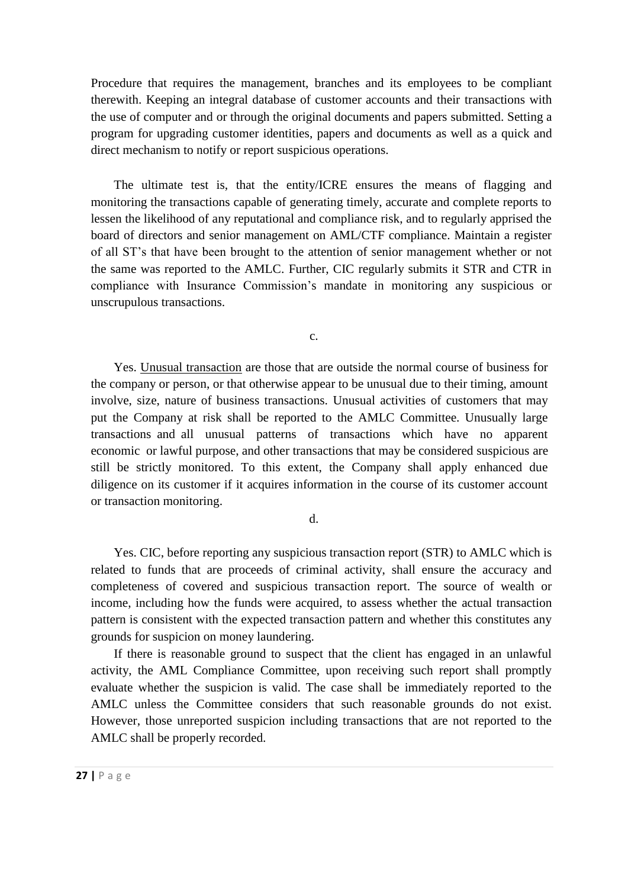Procedure that requires the management, branches and its employees to be compliant therewith. Keeping an integral database of customer accounts and their transactions with the use of computer and or through the original documents and papers submitted. Setting a program for upgrading customer identities, papers and documents as well as a quick and direct mechanism to notify or report suspicious operations.

The ultimate test is, that the entity/ICRE ensures the means of flagging and monitoring the transactions capable of generating timely, accurate and complete reports to lessen the likelihood of any reputational and compliance risk, and to regularly apprised the board of directors and senior management on AML/CTF compliance. Maintain a register of all ST's that have been brought to the attention of senior management whether or not the same was reported to the AMLC. Further, CIC regularly submits it STR and CTR in compliance with Insurance Commission's mandate in monitoring any suspicious or unscrupulous transactions.

c.

Yes. Unusual transaction are those that are outside the normal course of business for the company or person, or that otherwise appear to be unusual due to their timing, amount involve, size, nature of business transactions. Unusual activities of customers that may put the Company at risk shall be reported to the AMLC Committee. Unusually large transactions and all unusual patterns of transactions which have no apparent economic or lawful purpose, and other transactions that may be considered suspicious are still be strictly monitored. To this extent, the Company shall apply enhanced due diligence on its customer if it acquires information in the course of its customer account or transaction monitoring.

d.

Yes. CIC, before reporting any suspicious transaction report (STR) to AMLC which is related to funds that are proceeds of criminal activity, shall ensure the accuracy and completeness of covered and suspicious transaction report. The source of wealth or income, including how the funds were acquired, to assess whether the actual transaction pattern is consistent with the expected transaction pattern and whether this constitutes any grounds for suspicion on money laundering.

If there is reasonable ground to suspect that the client has engaged in an unlawful activity, the AML Compliance Committee, upon receiving such report shall promptly evaluate whether the suspicion is valid. The case shall be immediately reported to the AMLC unless the Committee considers that such reasonable grounds do not exist. However, those unreported suspicion including transactions that are not reported to the AMLC shall be properly recorded.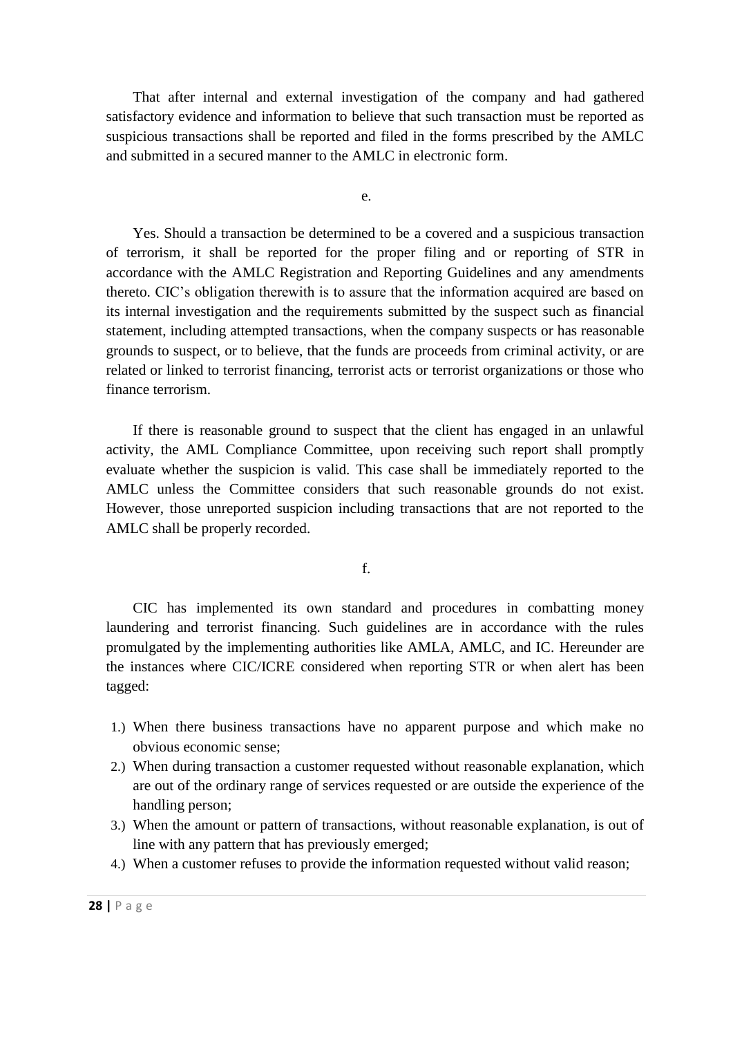That after internal and external investigation of the company and had gathered satisfactory evidence and information to believe that such transaction must be reported as suspicious transactions shall be reported and filed in the forms prescribed by the AMLC and submitted in a secured manner to the AMLC in electronic form.

e.

Yes. Should a transaction be determined to be a covered and a suspicious transaction of terrorism, it shall be reported for the proper filing and or reporting of STR in accordance with the AMLC Registration and Reporting Guidelines and any amendments thereto. CIC's obligation therewith is to assure that the information acquired are based on its internal investigation and the requirements submitted by the suspect such as financial statement, including attempted transactions, when the company suspects or has reasonable grounds to suspect, or to believe, that the funds are proceeds from criminal activity, or are related or linked to terrorist financing, terrorist acts or terrorist organizations or those who finance terrorism.

If there is reasonable ground to suspect that the client has engaged in an unlawful activity, the AML Compliance Committee, upon receiving such report shall promptly evaluate whether the suspicion is valid. This case shall be immediately reported to the AMLC unless the Committee considers that such reasonable grounds do not exist. However, those unreported suspicion including transactions that are not reported to the AMLC shall be properly recorded.

f.

CIC has implemented its own standard and procedures in combatting money laundering and terrorist financing. Such guidelines are in accordance with the rules promulgated by the implementing authorities like AMLA, AMLC, and IC. Hereunder are the instances where CIC/ICRE considered when reporting STR or when alert has been tagged:

1.) When there business transactions have no apparent purpose and which make no obvious economic sense;
2.) When during transaction a customer requested without reasonable explanation, which are out of the ordinary range of services requested or are outside the experience of the handling person;
3.) When the amount or pattern of transactions, without reasonable explanation, is out of line with any pattern that has previously emerged;
4.) When a customer refuses to provide the information requested without valid reason;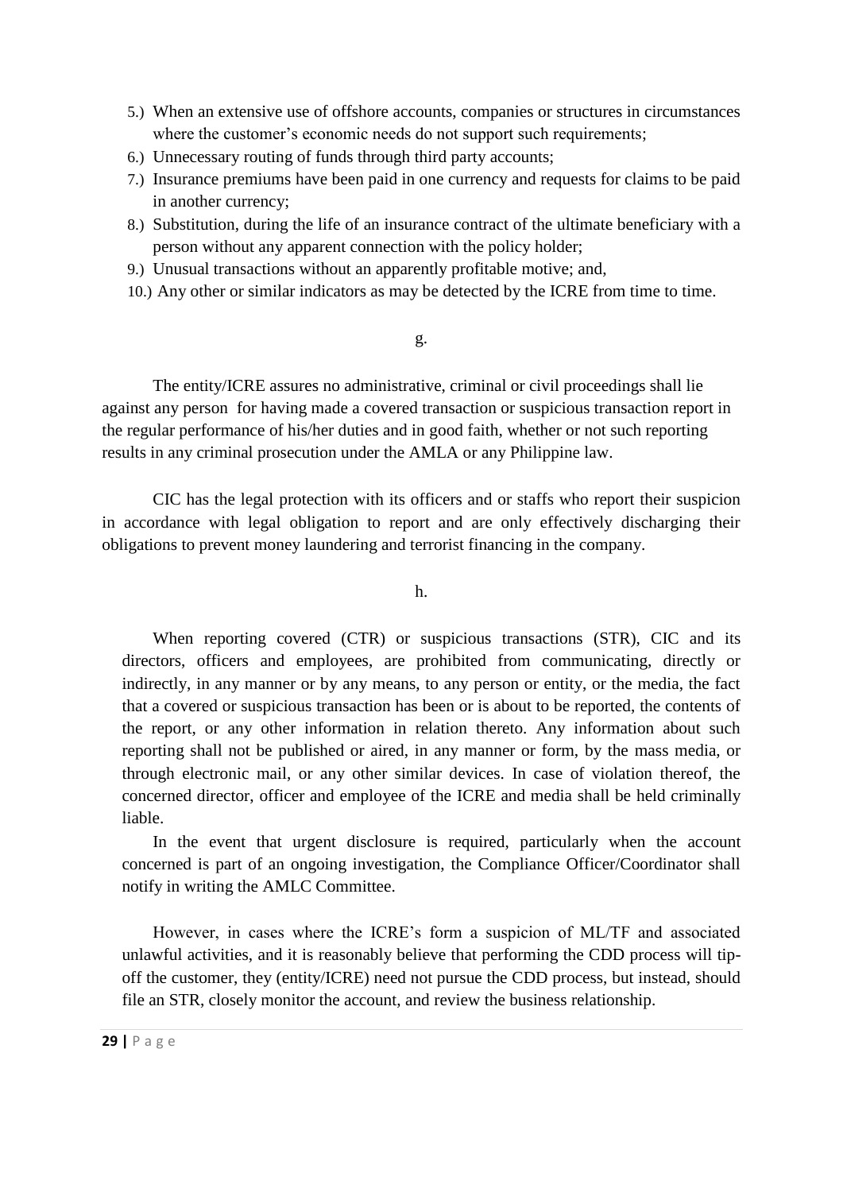5.) When an extensive use of offshore accounts, companies or structures in circumstances where the customer's economic needs do not support such requirements;
6.) Unnecessary routing of funds through third party accounts;
7.) Insurance premiums have been paid in one currency and requests for claims to be paid in another currency;
8.) Substitution, during the life of an insurance contract of the ultimate beneficiary with a person without any apparent connection with the policy holder;
9.) Unusual transactions without an apparently profitable motive; and,
10.) Any other or similar indicators as may be detected by the ICRE from time to time.

g.

The entity/ICRE assures no administrative, criminal or civil proceedings shall lie against any person for having made a covered transaction or suspicious transaction report in the regular performance of his/her duties and in good faith, whether or not such reporting results in any criminal prosecution under the AMLA or any Philippine law.

CIC has the legal protection with its officers and or staffs who report their suspicion in accordance with legal obligation to report and are only effectively discharging their obligations to prevent money laundering and terrorist financing in the company.

h.

When reporting covered (CTR) or suspicious transactions (STR), CIC and its directors, officers and employees, are prohibited from communicating, directly or indirectly, in any manner or by any means, to any person or entity, or the media, the fact that a covered or suspicious transaction has been or is about to be reported, the contents of the report, or any other information in relation thereto. Any information about such reporting shall not be published or aired, in any manner or form, by the mass media, or through electronic mail, or any other similar devices. In case of violation thereof, the concerned director, officer and employee of the ICRE and media shall be held criminally liable.

In the event that urgent disclosure is required, particularly when the account concerned is part of an ongoing investigation, the Compliance Officer/Coordinator shall notify in writing the AMLC Committee.

However, in cases where the ICRE's form a suspicion of ML/TF and associated unlawful activities, and it is reasonably believe that performing the CDD process will tip-off the customer, they (entity/ICRE) need not pursue the CDD process, but instead, should file an STR, closely monitor the account, and review the business relationship.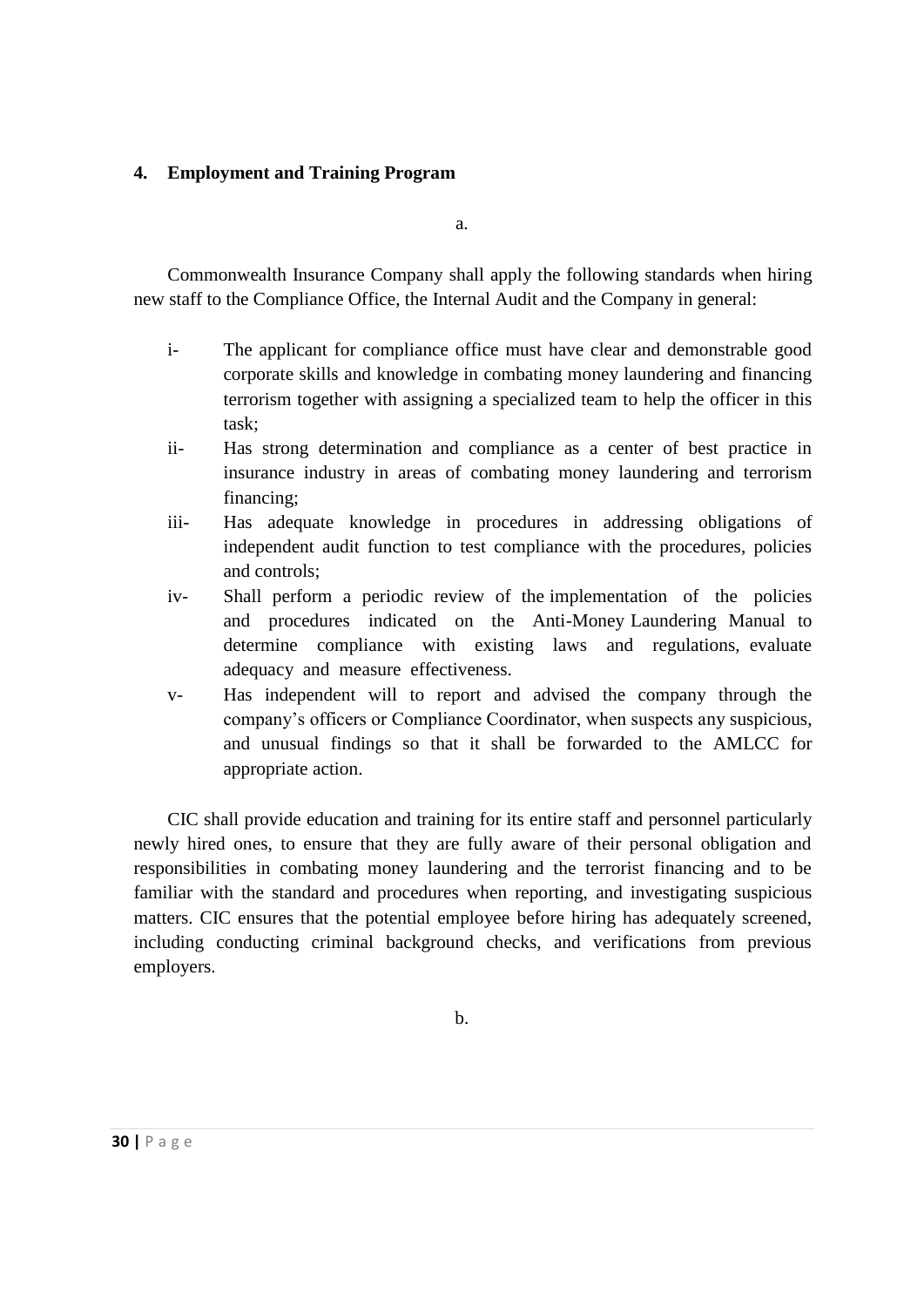## 4. Employment and Training Program

a.

Commonwealth Insurance Company shall apply the following standards when hiring new staff to the Compliance Office, the Internal Audit and the Company in general:

i- The applicant for compliance office must have clear and demonstrable good corporate skills and knowledge in combating money laundering and financing terrorism together with assigning a specialized team to help the officer in this task;

ii- Has strong determination and compliance as a center of best practice in insurance industry in areas of combating money laundering and terrorism financing;

iii- Has adequate knowledge in procedures in addressing obligations of independent audit function to test compliance with the procedures, policies and controls;

iv- Shall perform a periodic review of the implementation of the policies and procedures indicated on the Anti-Money Laundering Manual to determine compliance with existing laws and regulations, evaluate adequacy and measure effectiveness.

v- Has independent will to report and advised the company through the company's officers or Compliance Coordinator, when suspects any suspicious, and unusual findings so that it shall be forwarded to the AMLCC for appropriate action.

CIC shall provide education and training for its entire staff and personnel particularly newly hired ones, to ensure that they are fully aware of their personal obligation and responsibilities in combating money laundering and the terrorist financing and to be familiar with the standard and procedures when reporting, and investigating suspicious matters. CIC ensures that the potential employee before hiring has adequately screened, including conducting criminal background checks, and verifications from previous employers.

b.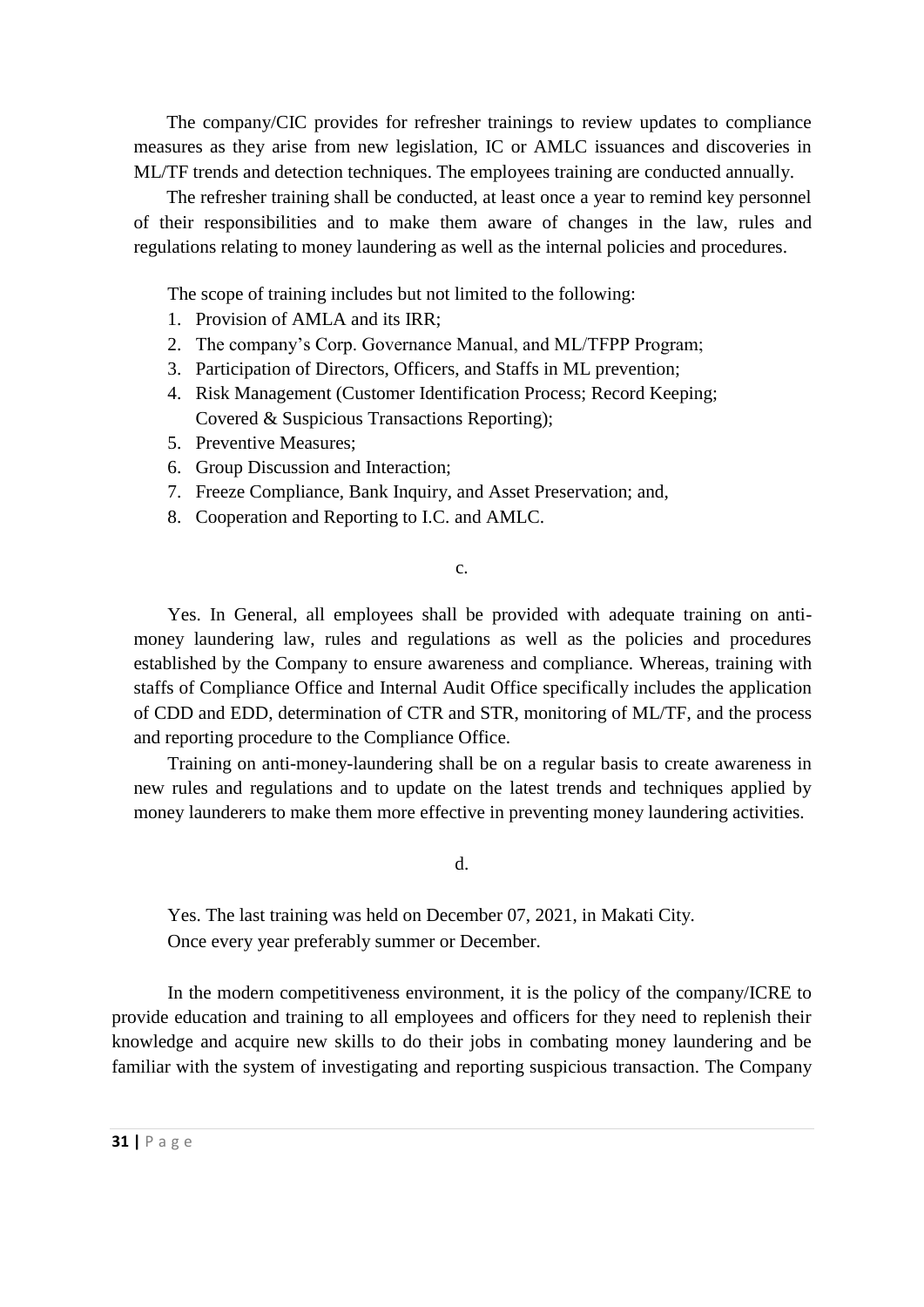The company/CIC provides for refresher trainings to review updates to compliance measures as they arise from new legislation, IC or AMLC issuances and discoveries in ML/TF trends and detection techniques. The employees training are conducted annually.

The refresher training shall be conducted, at least once a year to remind key personnel of their responsibilities and to make them aware of changes in the law, rules and regulations relating to money laundering as well as the internal policies and procedures.

The scope of training includes but not limited to the following:

1. Provision of AMLA and its IRR;
2. The company's Corp. Governance Manual, and ML/TFPP Program;
3. Participation of Directors, Officers, and Staffs in ML prevention;
4. Risk Management (Customer Identification Process; Record Keeping; Covered & Suspicious Transactions Reporting);
5. Preventive Measures;
6. Group Discussion and Interaction;
7. Freeze Compliance, Bank Inquiry, and Asset Preservation; and,
8. Cooperation and Reporting to I.C. and AMLC.

c.

Yes. In General, all employees shall be provided with adequate training on anti-money laundering law, rules and regulations as well as the policies and procedures established by the Company to ensure awareness and compliance. Whereas, training with staffs of Compliance Office and Internal Audit Office specifically includes the application of CDD and EDD, determination of CTR and STR, monitoring of ML/TF, and the process and reporting procedure to the Compliance Office.

Training on anti-money-laundering shall be on a regular basis to create awareness in new rules and regulations and to update on the latest trends and techniques applied by money launderers to make them more effective in preventing money laundering activities.

d.

Yes. The last training was held on December 07, 2021, in Makati City.
Once every year preferably summer or December.

In the modern competitiveness environment, it is the policy of the company/ICRE to provide education and training to all employees and officers for they need to replenish their knowledge and acquire new skills to do their jobs in combating money laundering and be familiar with the system of investigating and reporting suspicious transaction. The Company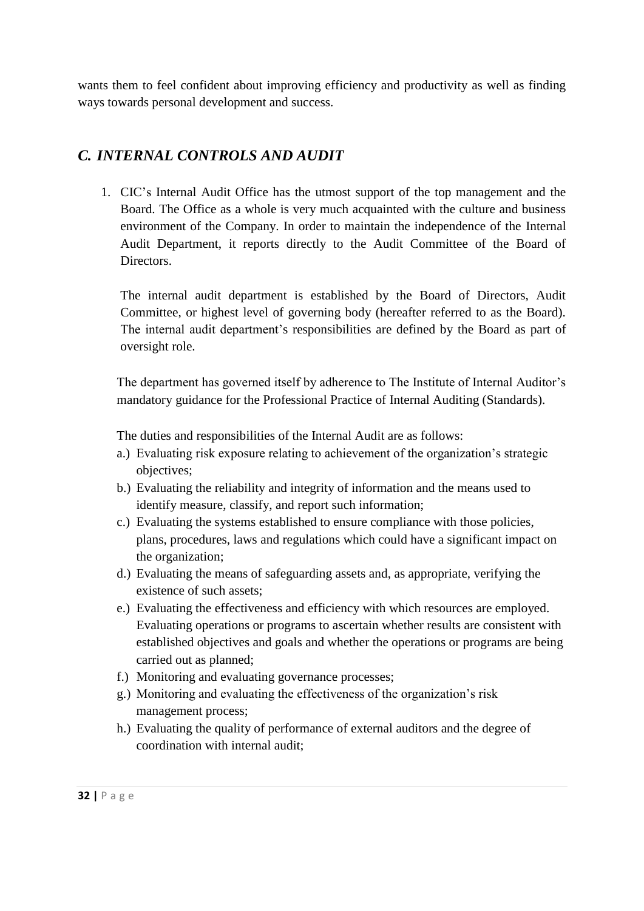wants them to feel confident about improving efficiency and productivity as well as finding ways towards personal development and success.

## *C. INTERNAL CONTROLS AND AUDIT*

1. CIC's Internal Audit Office has the utmost support of the top management and the Board. The Office as a whole is very much acquainted with the culture and business environment of the Company. In order to maintain the independence of the Internal Audit Department, it reports directly to the Audit Committee of the Board of Directors.

   The internal audit department is established by the Board of Directors, Audit Committee, or highest level of governing body (hereafter referred to as the Board). The internal audit department's responsibilities are defined by the Board as part of oversight role.

   The department has governed itself by adherence to The Institute of Internal Auditor's mandatory guidance for the Professional Practice of Internal Auditing (Standards).

   The duties and responsibilities of the Internal Audit are as follows:

   a.) Evaluating risk exposure relating to achievement of the organization's strategic objectives;
   b.) Evaluating the reliability and integrity of information and the means used to identify measure, classify, and report such information;
   c.) Evaluating the systems established to ensure compliance with those policies, plans, procedures, laws and regulations which could have a significant impact on the organization;
   d.) Evaluating the means of safeguarding assets and, as appropriate, verifying the existence of such assets;
   e.) Evaluating the effectiveness and efficiency with which resources are employed. Evaluating operations or programs to ascertain whether results are consistent with established objectives and goals and whether the operations or programs are being carried out as planned;
   f.) Monitoring and evaluating governance processes;
   g.) Monitoring and evaluating the effectiveness of the organization's risk management process;
   h.) Evaluating the quality of performance of external auditors and the degree of coordination with internal audit;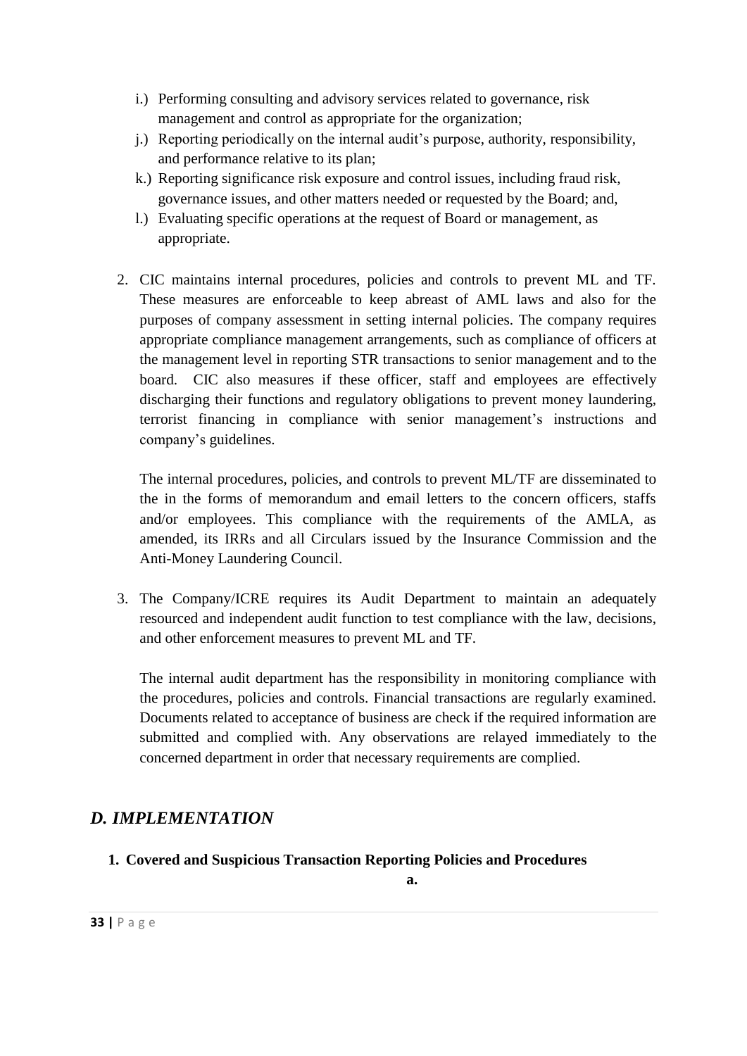i.) Performing consulting and advisory services related to governance, risk management and control as appropriate for the organization;

j.) Reporting periodically on the internal audit's purpose, authority, responsibility, and performance relative to its plan;

k.) Reporting significance risk exposure and control issues, including fraud risk, governance issues, and other matters needed or requested by the Board; and,

l.) Evaluating specific operations at the request of Board or management, as appropriate.

2. CIC maintains internal procedures, policies and controls to prevent ML and TF. These measures are enforceable to keep abreast of AML laws and also for the purposes of company assessment in setting internal policies. The company requires appropriate compliance management arrangements, such as compliance of officers at the management level in reporting STR transactions to senior management and to the board. CIC also measures if these officer, staff and employees are effectively discharging their functions and regulatory obligations to prevent money laundering, terrorist financing in compliance with senior management's instructions and company's guidelines.

   The internal procedures, policies, and controls to prevent ML/TF are disseminated to the in the forms of memorandum and email letters to the concern officers, staffs and/or employees. This compliance with the requirements of the AMLA, as amended, its IRRs and all Circulars issued by the Insurance Commission and the Anti-Money Laundering Council.

3. The Company/ICRE requires its Audit Department to maintain an adequately resourced and independent audit function to test compliance with the law, decisions, and other enforcement measures to prevent ML and TF.

   The internal audit department has the responsibility in monitoring compliance with the procedures, policies and controls. Financial transactions are regularly examined. Documents related to acceptance of business are check if the required information are submitted and complied with. Any observations are relayed immediately to the concerned department in order that necessary requirements are complied.

## *D. IMPLEMENTATION*

**1. Covered and Suspicious Transaction Reporting Policies and Procedures**

**a.**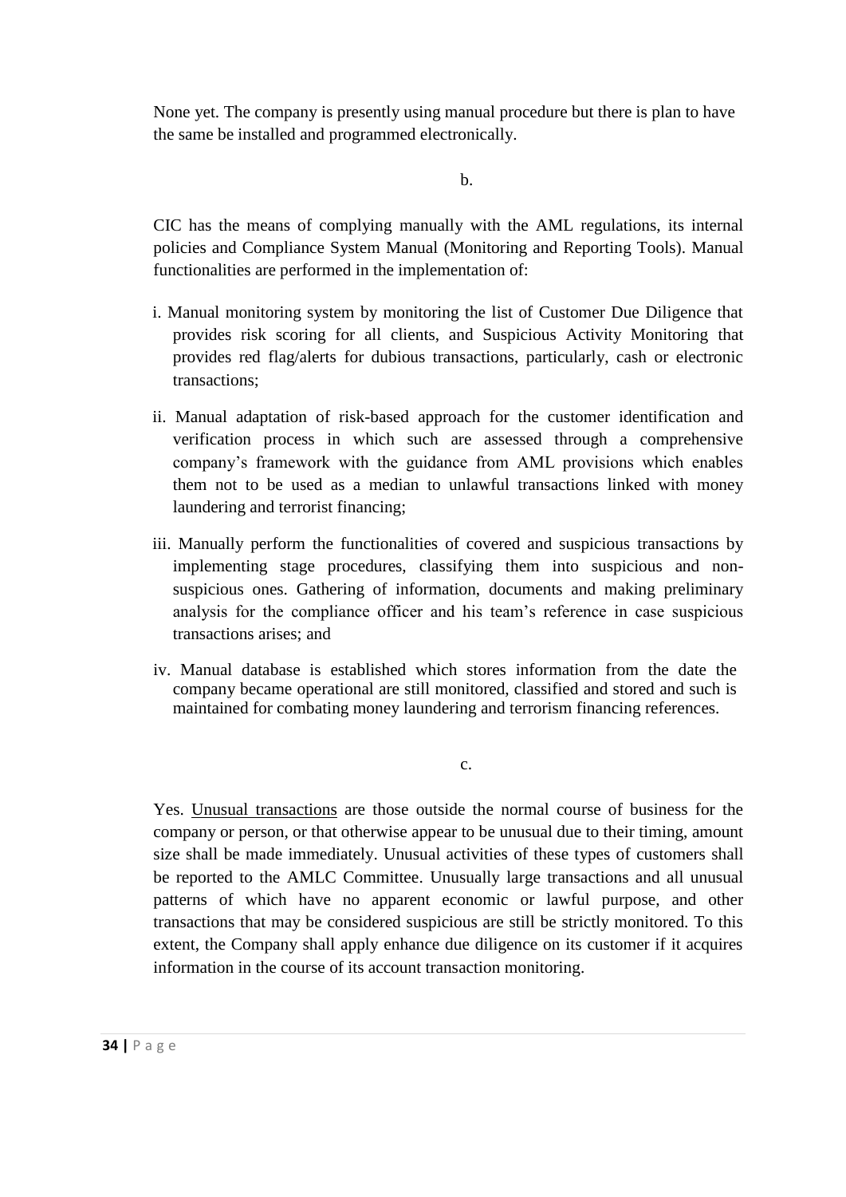None yet. The company is presently using manual procedure but there is plan to have the same be installed and programmed electronically.

b.

CIC has the means of complying manually with the AML regulations, its internal policies and Compliance System Manual (Monitoring and Reporting Tools). Manual functionalities are performed in the implementation of:

i. Manual monitoring system by monitoring the list of Customer Due Diligence that provides risk scoring for all clients, and Suspicious Activity Monitoring that provides red flag/alerts for dubious transactions, particularly, cash or electronic transactions;

ii. Manual adaptation of risk-based approach for the customer identification and verification process in which such are assessed through a comprehensive company's framework with the guidance from AML provisions which enables them not to be used as a median to unlawful transactions linked with money laundering and terrorist financing;

iii. Manually perform the functionalities of covered and suspicious transactions by implementing stage procedures, classifying them into suspicious and non-suspicious ones. Gathering of information, documents and making preliminary analysis for the compliance officer and his team's reference in case suspicious transactions arises; and

iv. Manual database is established which stores information from the date the company became operational are still monitored, classified and stored and such is maintained for combating money laundering and terrorism financing references.

c.

Yes. Unusual transactions are those outside the normal course of business for the company or person, or that otherwise appear to be unusual due to their timing, amount size shall be made immediately. Unusual activities of these types of customers shall be reported to the AMLC Committee. Unusually large transactions and all unusual patterns of which have no apparent economic or lawful purpose, and other transactions that may be considered suspicious are still be strictly monitored. To this extent, the Company shall apply enhance due diligence on its customer if it acquires information in the course of its account transaction monitoring.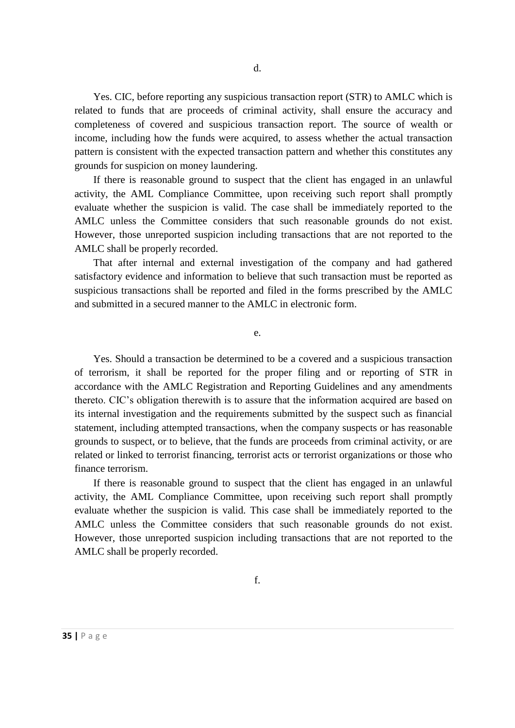d.

Yes. CIC, before reporting any suspicious transaction report (STR) to AMLC which is related to funds that are proceeds of criminal activity, shall ensure the accuracy and completeness of covered and suspicious transaction report. The source of wealth or income, including how the funds were acquired, to assess whether the actual transaction pattern is consistent with the expected transaction pattern and whether this constitutes any grounds for suspicion on money laundering.

If there is reasonable ground to suspect that the client has engaged in an unlawful activity, the AML Compliance Committee, upon receiving such report shall promptly evaluate whether the suspicion is valid. The case shall be immediately reported to the AMLC unless the Committee considers that such reasonable grounds do not exist. However, those unreported suspicion including transactions that are not reported to the AMLC shall be properly recorded.

That after internal and external investigation of the company and had gathered satisfactory evidence and information to believe that such transaction must be reported as suspicious transactions shall be reported and filed in the forms prescribed by the AMLC and submitted in a secured manner to the AMLC in electronic form.

e.

Yes. Should a transaction be determined to be a covered and a suspicious transaction of terrorism, it shall be reported for the proper filing and or reporting of STR in accordance with the AMLC Registration and Reporting Guidelines and any amendments thereto. CIC's obligation therewith is to assure that the information acquired are based on its internal investigation and the requirements submitted by the suspect such as financial statement, including attempted transactions, when the company suspects or has reasonable grounds to suspect, or to believe, that the funds are proceeds from criminal activity, or are related or linked to terrorist financing, terrorist acts or terrorist organizations or those who finance terrorism.

If there is reasonable ground to suspect that the client has engaged in an unlawful activity, the AML Compliance Committee, upon receiving such report shall promptly evaluate whether the suspicion is valid. This case shall be immediately reported to the AMLC unless the Committee considers that such reasonable grounds do not exist. However, those unreported suspicion including transactions that are not reported to the AMLC shall be properly recorded.

f.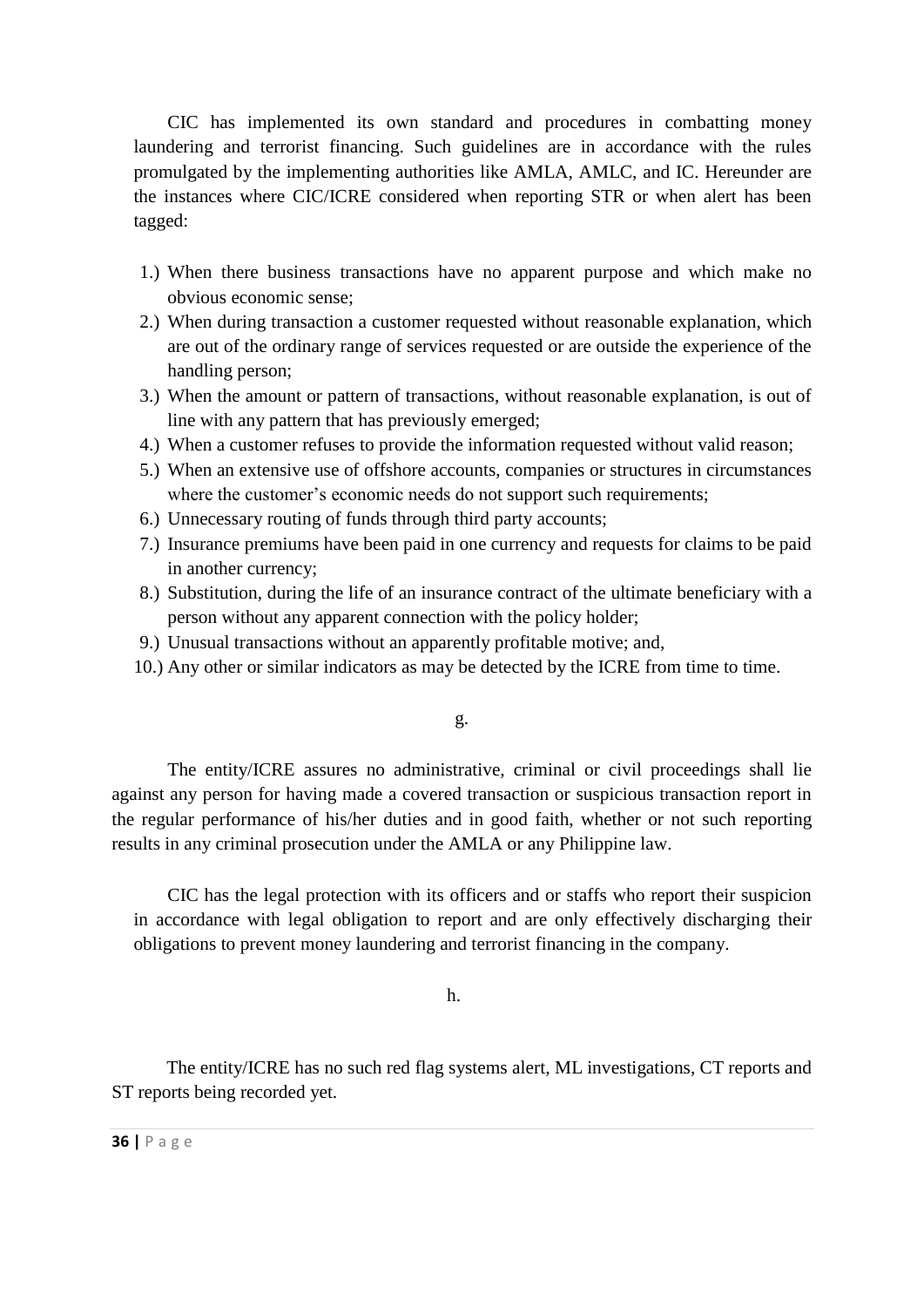CIC has implemented its own standard and procedures in combatting money laundering and terrorist financing. Such guidelines are in accordance with the rules promulgated by the implementing authorities like AMLA, AMLC, and IC. Hereunder are the instances where CIC/ICRE considered when reporting STR or when alert has been tagged:

1.) When there business transactions have no apparent purpose and which make no obvious economic sense;
2.) When during transaction a customer requested without reasonable explanation, which are out of the ordinary range of services requested or are outside the experience of the handling person;
3.) When the amount or pattern of transactions, without reasonable explanation, is out of line with any pattern that has previously emerged;
4.) When a customer refuses to provide the information requested without valid reason;
5.) When an extensive use of offshore accounts, companies or structures in circumstances where the customer's economic needs do not support such requirements;
6.) Unnecessary routing of funds through third party accounts;
7.) Insurance premiums have been paid in one currency and requests for claims to be paid in another currency;
8.) Substitution, during the life of an insurance contract of the ultimate beneficiary with a person without any apparent connection with the policy holder;
9.) Unusual transactions without an apparently profitable motive; and,
10.) Any other or similar indicators as may be detected by the ICRE from time to time.

g.

The entity/ICRE assures no administrative, criminal or civil proceedings shall lie against any person for having made a covered transaction or suspicious transaction report in the regular performance of his/her duties and in good faith, whether or not such reporting results in any criminal prosecution under the AMLA or any Philippine law.

CIC has the legal protection with its officers and or staffs who report their suspicion in accordance with legal obligation to report and are only effectively discharging their obligations to prevent money laundering and terrorist financing in the company.

h.

The entity/ICRE has no such red flag systems alert, ML investigations, CT reports and ST reports being recorded yet.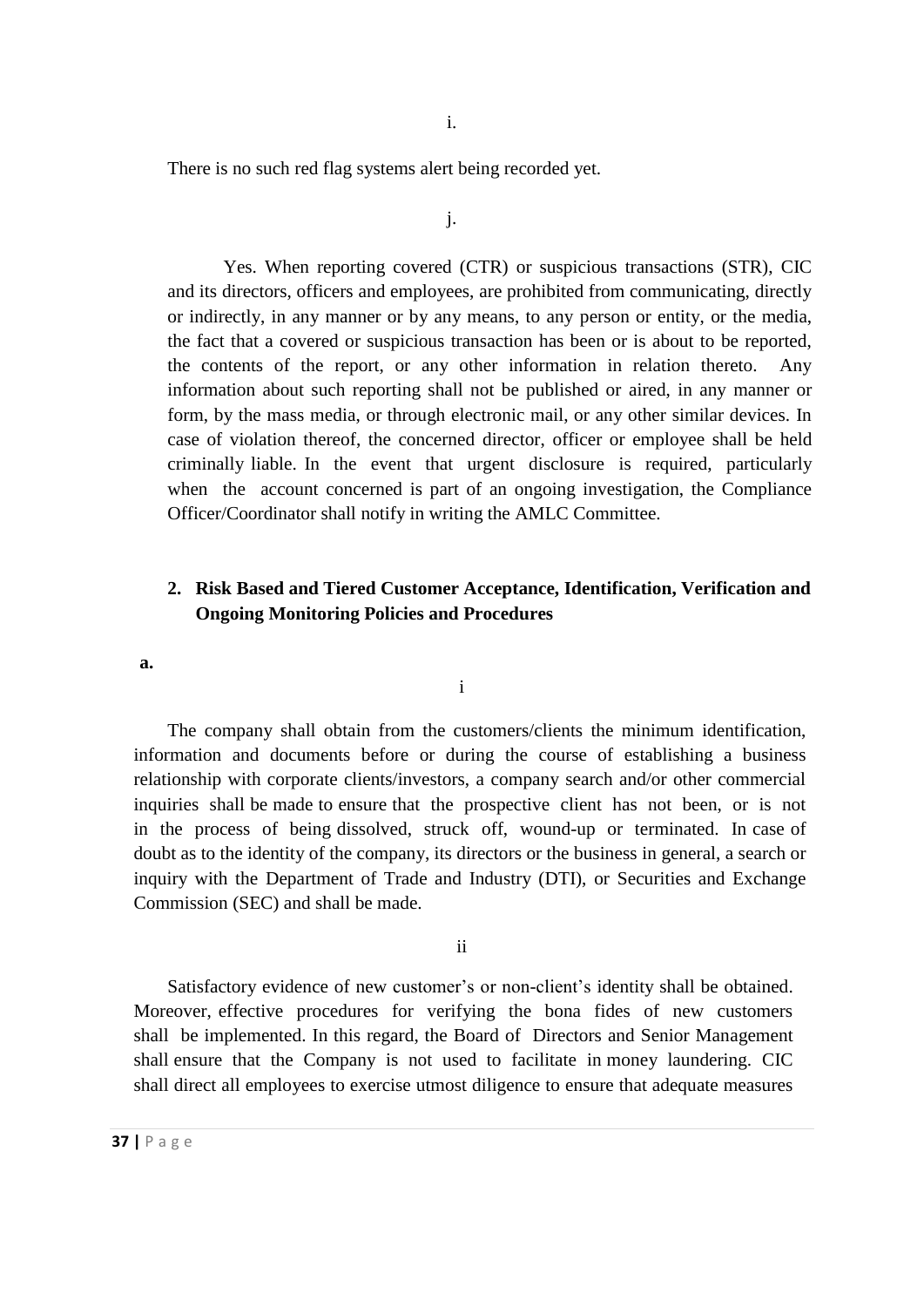i.

There is no such red flag systems alert being recorded yet.

j.

Yes. When reporting covered (CTR) or suspicious transactions (STR), CIC and its directors, officers and employees, are prohibited from communicating, directly or indirectly, in any manner or by any means, to any person or entity, or the media, the fact that a covered or suspicious transaction has been or is about to be reported, the contents of the report, or any other information in relation thereto. Any information about such reporting shall not be published or aired, in any manner or form, by the mass media, or through electronic mail, or any other similar devices. In case of violation thereof, the concerned director, officer or employee shall be held criminally liable. In the event that urgent disclosure is required, particularly when the account concerned is part of an ongoing investigation, the Compliance Officer/Coordinator shall notify in writing the AMLC Committee.

**2. Risk Based and Tiered Customer Acceptance, Identification, Verification and Ongoing Monitoring Policies and Procedures**

**a.**

i

The company shall obtain from the customers/clients the minimum identification, information and documents before or during the course of establishing a business relationship with corporate clients/investors, a company search and/or other commercial inquiries shall be made to ensure that the prospective client has not been, or is not in the process of being dissolved, struck off, wound-up or terminated. In case of doubt as to the identity of the company, its directors or the business in general, a search or inquiry with the Department of Trade and Industry (DTI), or Securities and Exchange Commission (SEC) and shall be made.

ii

Satisfactory evidence of new customer's or non-client's identity shall be obtained. Moreover, effective procedures for verifying the bona fides of new customers shall be implemented. In this regard, the Board of Directors and Senior Management shall ensure that the Company is not used to facilitate in money laundering. CIC shall direct all employees to exercise utmost diligence to ensure that adequate measures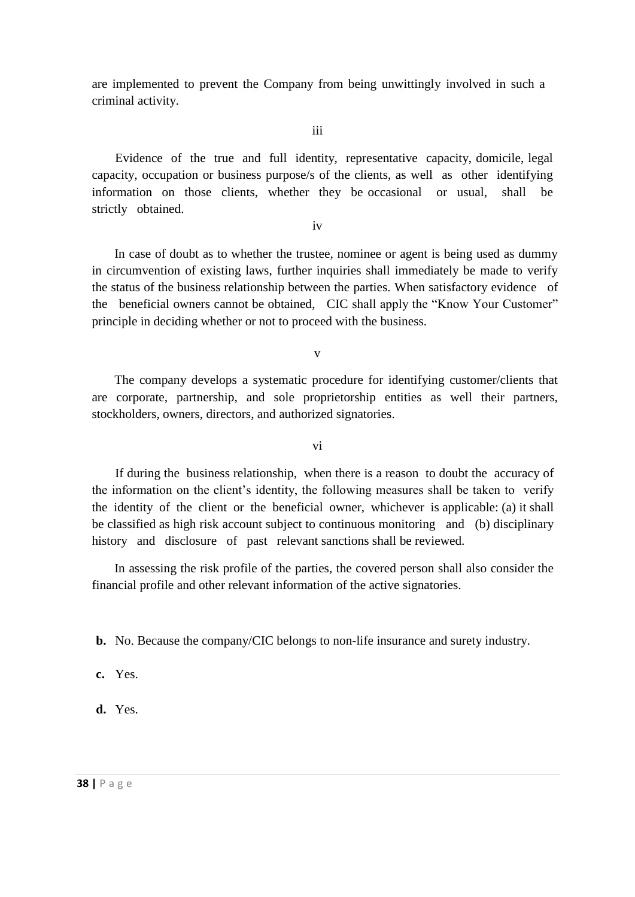are implemented to prevent the Company from being unwittingly involved in such a criminal activity.

iii

Evidence of the true and full identity, representative capacity, domicile, legal capacity, occupation or business purpose/s of the clients, as well as other identifying information on those clients, whether they be occasional or usual, shall be strictly obtained.

iv

In case of doubt as to whether the trustee, nominee or agent is being used as dummy in circumvention of existing laws, further inquiries shall immediately be made to verify the status of the business relationship between the parties. When satisfactory evidence of the beneficial owners cannot be obtained, CIC shall apply the "Know Your Customer" principle in deciding whether or not to proceed with the business.

v

The company develops a systematic procedure for identifying customer/clients that are corporate, partnership, and sole proprietorship entities as well their partners, stockholders, owners, directors, and authorized signatories.

vi

If during the business relationship, when there is a reason to doubt the accuracy of the information on the client's identity, the following measures shall be taken to verify the identity of the client or the beneficial owner, whichever is applicable: (a) it shall be classified as high risk account subject to continuous monitoring and (b) disciplinary history and disclosure of past relevant sanctions shall be reviewed.

In assessing the risk profile of the parties, the covered person shall also consider the financial profile and other relevant information of the active signatories.

**b.** No. Because the company/CIC belongs to non-life insurance and surety industry.

**c.** Yes.

**d.** Yes.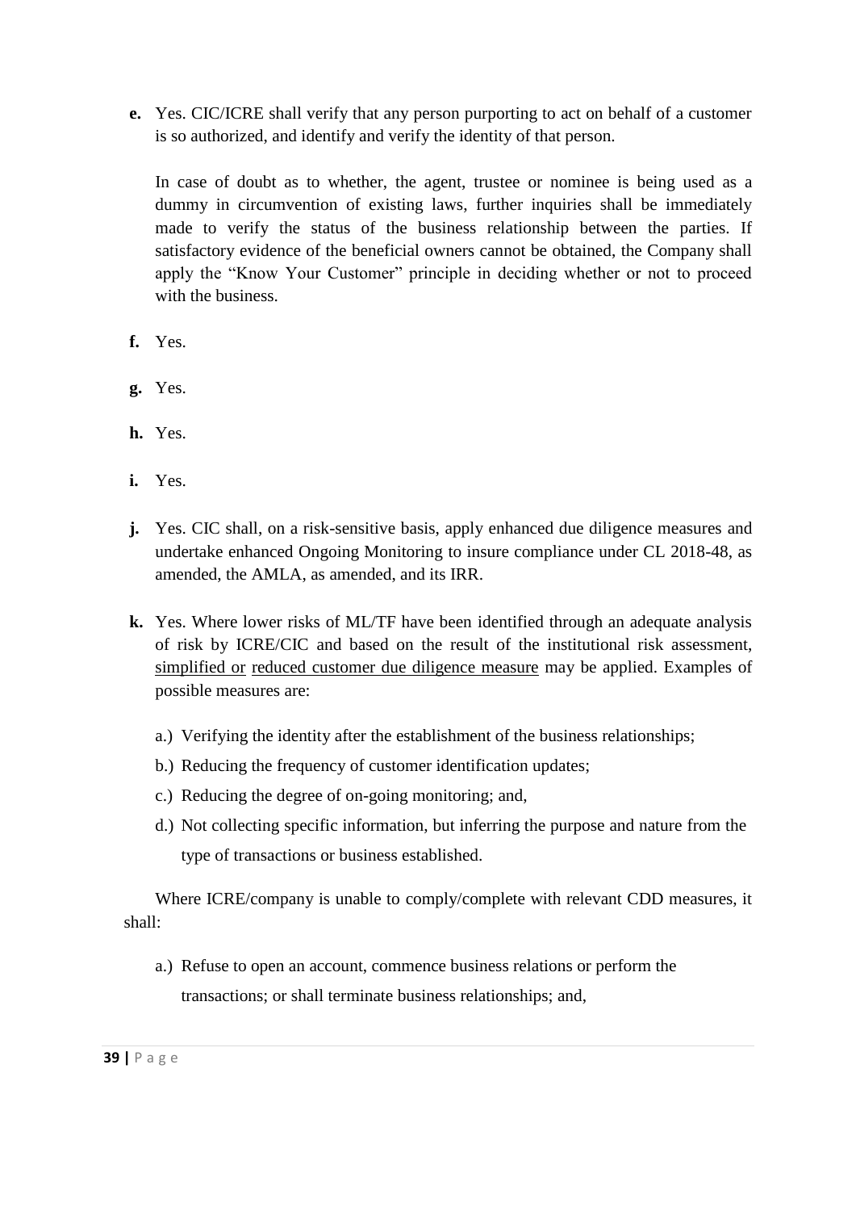**e.** Yes. CIC/ICRE shall verify that any person purporting to act on behalf of a customer is so authorized, and identify and verify the identity of that person.

In case of doubt as to whether, the agent, trustee or nominee is being used as a dummy in circumvention of existing laws, further inquiries shall be immediately made to verify the status of the business relationship between the parties. If satisfactory evidence of the beneficial owners cannot be obtained, the Company shall apply the "Know Your Customer" principle in deciding whether or not to proceed with the business.

**f.** Yes.

**g.** Yes.

**h.** Yes.

**i.** Yes.

**j.** Yes. CIC shall, on a risk-sensitive basis, apply enhanced due diligence measures and undertake enhanced Ongoing Monitoring to insure compliance under CL 2018-48, as amended, the AMLA, as amended, and its IRR.

**k.** Yes. Where lower risks of ML/TF have been identified through an adequate analysis of risk by ICRE/CIC and based on the result of the institutional risk assessment, <u>simplified or</u> <u>reduced customer due diligence measure</u> may be applied. Examples of possible measures are:

a.) Verifying the identity after the establishment of the business relationships;

b.) Reducing the frequency of customer identification updates;

c.) Reducing the degree of on-going monitoring; and,

d.) Not collecting specific information, but inferring the purpose and nature from the type of transactions or business established.

Where ICRE/company is unable to comply/complete with relevant CDD measures, it shall:

a.) Refuse to open an account, commence business relations or perform the transactions; or shall terminate business relationships; and,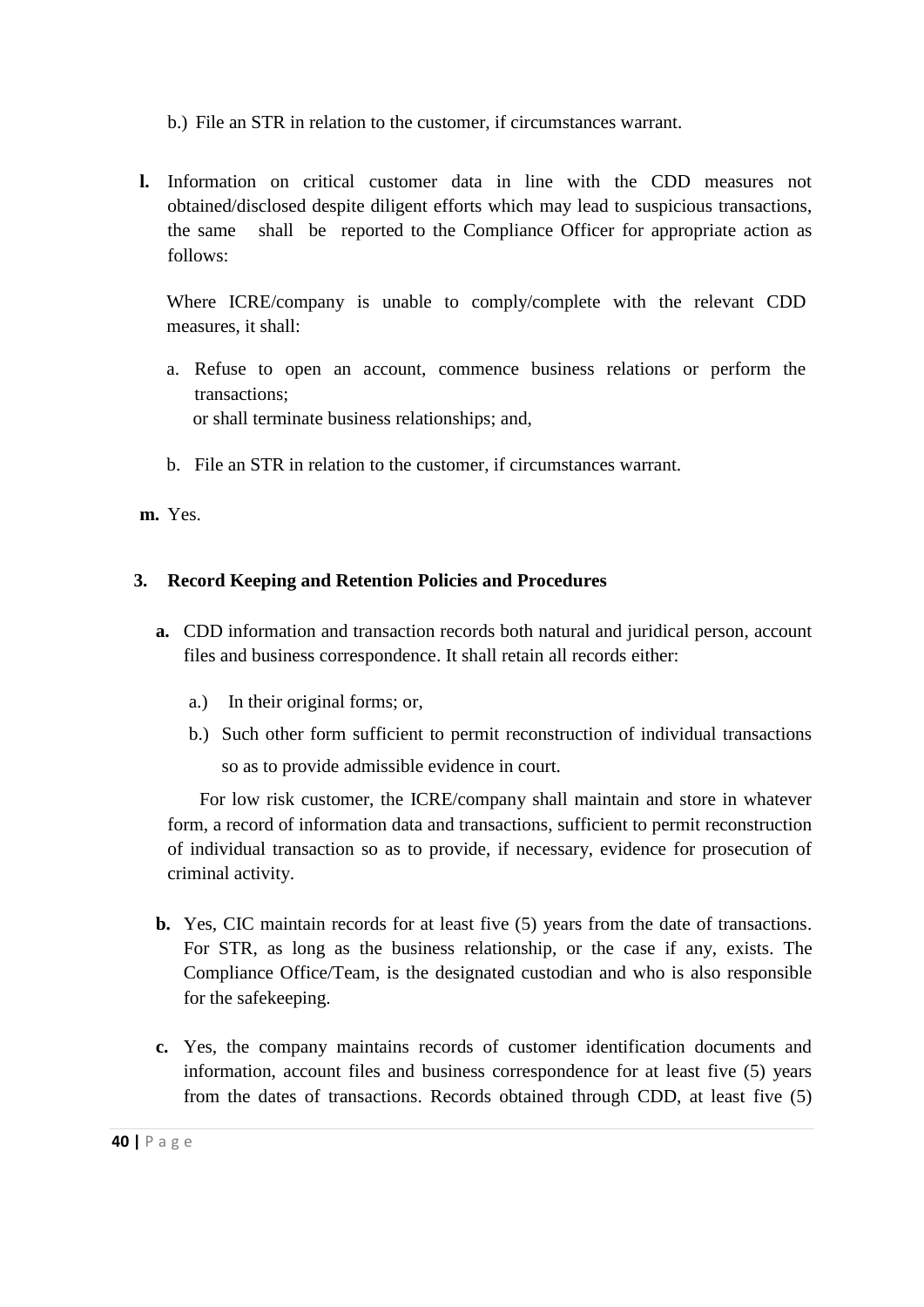b.) File an STR in relation to the customer, if circumstances warrant.

**l.** Information on critical customer data in line with the CDD measures not obtained/disclosed despite diligent efforts which may lead to suspicious transactions, the same shall be reported to the Compliance Officer for appropriate action as follows:

Where ICRE/company is unable to comply/complete with the relevant CDD measures, it shall:

a. Refuse to open an account, commence business relations or perform the transactions;
   or shall terminate business relationships; and,

b. File an STR in relation to the customer, if circumstances warrant.

**m.** Yes.

### 3. Record Keeping and Retention Policies and Procedures

**a.** CDD information and transaction records both natural and juridical person, account files and business correspondence. It shall retain all records either:

a.) In their original forms; or,

b.) Such other form sufficient to permit reconstruction of individual transactions so as to provide admissible evidence in court.

For low risk customer, the ICRE/company shall maintain and store in whatever form, a record of information data and transactions, sufficient to permit reconstruction of individual transaction so as to provide, if necessary, evidence for prosecution of criminal activity.

**b.** Yes, CIC maintain records for at least five (5) years from the date of transactions. For STR, as long as the business relationship, or the case if any, exists. The Compliance Office/Team, is the designated custodian and who is also responsible for the safekeeping.

**c.** Yes, the company maintains records of customer identification documents and information, account files and business correspondence for at least five (5) years from the dates of transactions. Records obtained through CDD, at least five (5)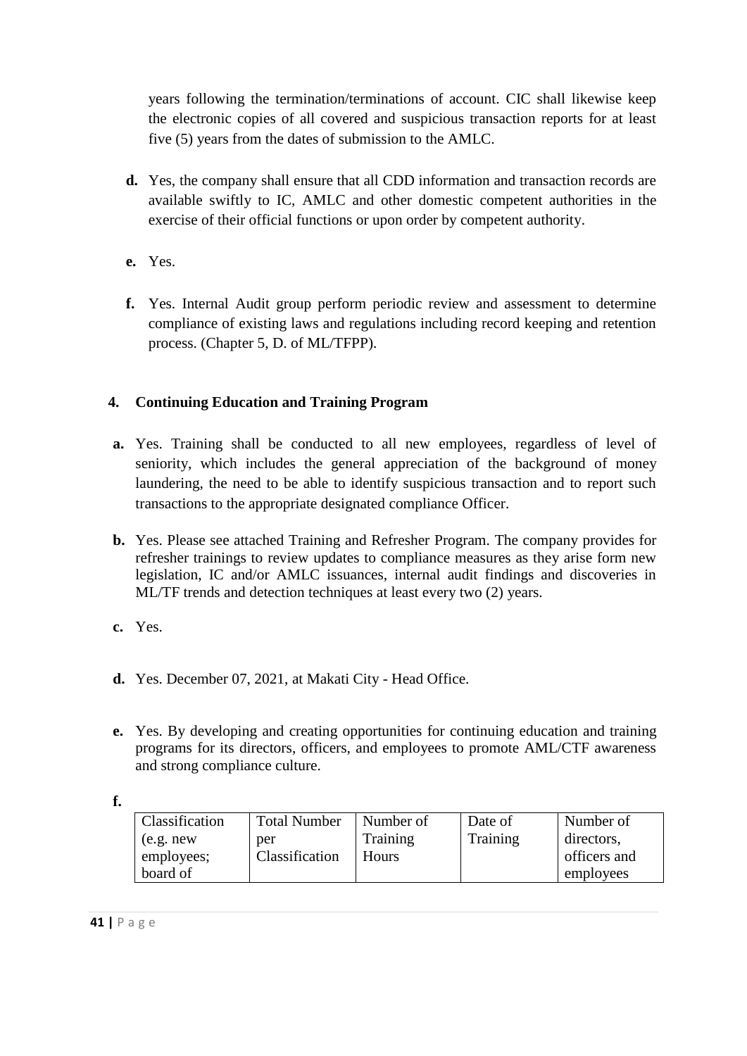years following the termination/terminations of account. CIC shall likewise keep the electronic copies of all covered and suspicious transaction reports for at least five (5) years from the dates of submission to the AMLC.

**d.** Yes, the company shall ensure that all CDD information and transaction records are available swiftly to IC, AMLC and other domestic competent authorities in the exercise of their official functions or upon order by competent authority.

**e.** Yes.

**f.** Yes. Internal Audit group perform periodic review and assessment to determine compliance of existing laws and regulations including record keeping and retention process. (Chapter 5, D. of ML/TFPP).

**4. Continuing Education and Training Program**

**a.** Yes. Training shall be conducted to all new employees, regardless of level of seniority, which includes the general appreciation of the background of money laundering, the need to be able to identify suspicious transaction and to report such transactions to the appropriate designated compliance Officer.

**b.** Yes. Please see attached Training and Refresher Program. The company provides for refresher trainings to review updates to compliance measures as they arise form new legislation, IC and/or AMLC issuances, internal audit findings and discoveries in ML/TF trends and detection techniques at least every two (2) years.

**c.** Yes.

**d.** Yes. December 07, 2021, at Makati City - Head Office.

**e.** Yes. By developing and creating opportunities for continuing education and training programs for its directors, officers, and employees to promote AML/CTF awareness and strong compliance culture.

**f.**

| Classification (e.g. new employees; board of | Total Number per Classification | Number of Training Hours | Date of Training | Number of directors, officers and employees |
|---|---|---|---|---|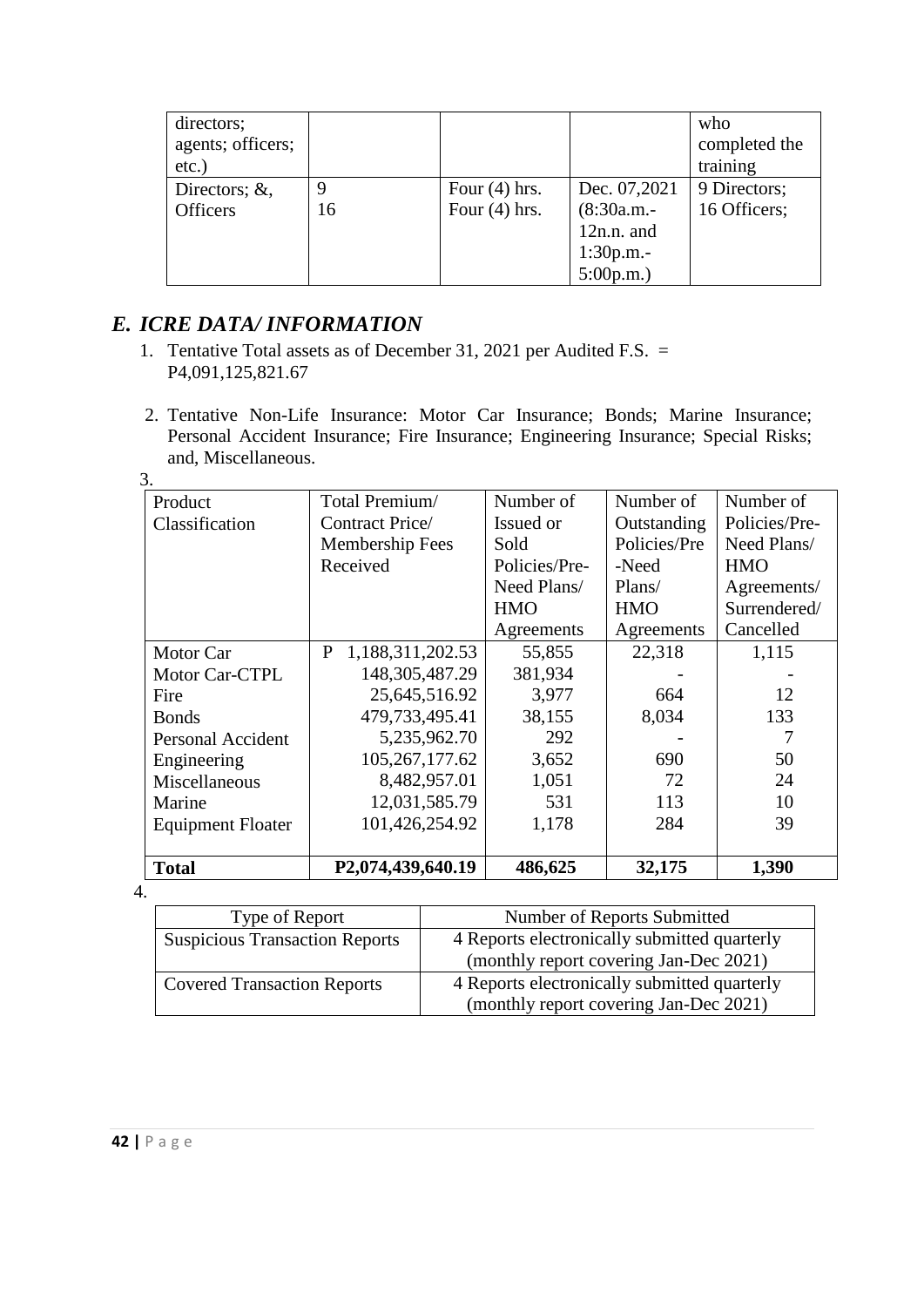| directors; agents; officers; etc.) | | | | who completed the training |
|---|---|---|---|---|
| Directors; &, Officers | 9<br>16 | Four (4) hrs.<br>Four (4) hrs. | Dec. 07,2021 (8:30a.m.-12n.n. and 1:30p.m.-5:00p.m.) | 9 Directors;<br>16 Officers; |

## *E. ICRE DATA/ INFORMATION*

1. Tentative Total assets as of December 31, 2021 per Audited F.S. = P4,091,125,821.67

2. Tentative Non-Life Insurance: Motor Car Insurance; Bonds; Marine Insurance; Personal Accident Insurance; Fire Insurance; Engineering Insurance; Special Risks; and, Miscellaneous.

3.

| Product Classification | Total Premium/ Contract Price/ Membership Fees Received | Number of Issued or Sold Policies/Pre-Need Plans/ HMO Agreements | Number of Outstanding Policies/Pre-Need Plans/ HMO Agreements | Number of Policies/Pre-Need Plans/ HMO Agreements/ Surrendered/ Cancelled |
|---|---|---|---|---|
| Motor Car | P 1,188,311,202.53 | 55,855 | 22,318 | 1,115 |
| Motor Car-CTPL | 148,305,487.29 | 381,934 | - | - |
| Fire | 25,645,516.92 | 3,977 | 664 | 12 |
| Bonds | 479,733,495.41 | 38,155 | 8,034 | 133 |
| Personal Accident | 5,235,962.70 | 292 | - | 7 |
| Engineering | 105,267,177.62 | 3,652 | 690 | 50 |
| Miscellaneous | 8,482,957.01 | 1,051 | 72 | 24 |
| Marine | 12,031,585.79 | 531 | 113 | 10 |
| Equipment Floater | 101,426,254.92 | 1,178 | 284 | 39 |
| **Total** | **P2,074,439,640.19** | **486,625** | **32,175** | **1,390** |

4.

| Type of Report | Number of Reports Submitted |
|---|---|
| Suspicious Transaction Reports | 4 Reports electronically submitted quarterly (monthly report covering Jan-Dec 2021) |
| Covered Transaction Reports | 4 Reports electronically submitted quarterly (monthly report covering Jan-Dec 2021) |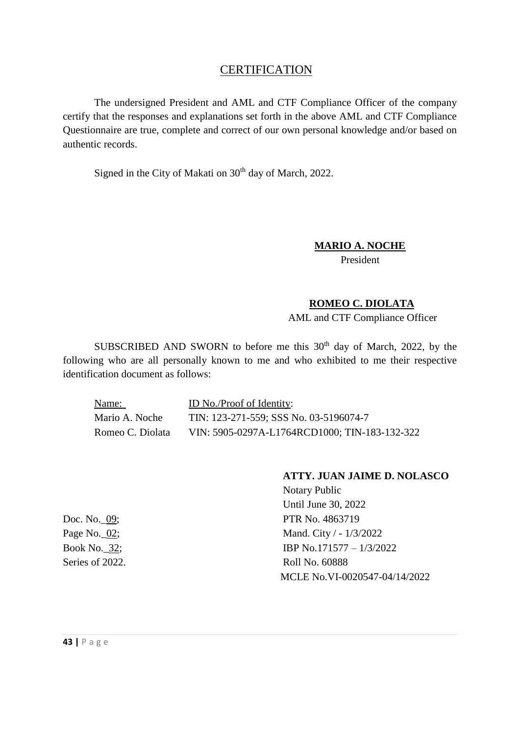# CERTIFICATION

The undersigned President and AML and CTF Compliance Officer of the company certify that the responses and explanations set forth in the above AML and CTF Compliance Questionnaire are true, complete and correct of our own personal knowledge and/or based on authentic records.

Signed in the City of Makati on 30th day of March, 2022.

**MARIO A. NOCHE**
President

**ROMEO C. DIOLATA**
AML and CTF Compliance Officer

SUBSCRIBED AND SWORN to before me this 30th day of March, 2022, by the following who are all personally known to me and who exhibited to me their respective identification document as follows:

| Name: | ID No./Proof of Identity: |
|---|---|
| Mario A. Noche | TIN: 123-271-559; SSS No. 03-5196074-7 |
| Romeo C. Diolata | VIN: 5905-0297A-L1764RCD1000; TIN-183-132-322 |

**ATTY. JUAN JAIME D. NOLASCO**
Notary Public
Until June 30, 2022
PTR No. 4863719
Mand. City / - 1/3/2022
IBP No.171577 – 1/3/2022
Roll No. 60888
MCLE No.VI-0020547-04/14/2022

Doc. No._09;
Page No._02;
Book No._32;
Series of 2022.